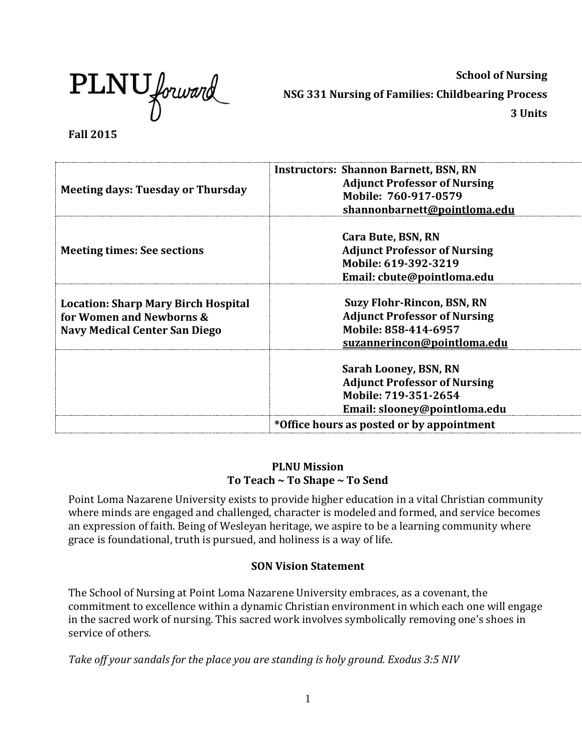PLNU forward

**School of Nursing**

**NSG 331 Nursing of Families: Childbearing Process**

**3 Units**

**Fall 2015**

| | |
|---|---|
| **Meeting days: Tuesday or Thursday** | **Instructors: Shannon Barnett, BSN, RN**<br>**Adjunct Professor of Nursing**<br>**Mobile: 760-917-0579**<br>**shannonbarnett@pointloma.edu** |
| **Meeting times: See sections** | **Cara Bute, BSN, RN**<br>**Adjunct Professor of Nursing**<br>**Mobile: 619-392-3219**<br>**Email: cbute@pointloma.edu** |
| **Location: Sharp Mary Birch Hospital for Women and Newborns & Navy Medical Center San Diego** | **Suzy Flohr-Rincon, BSN, RN**<br>**Adjunct Professor of Nursing**<br>**Mobile: 858-414-6957**<br>**suzannerincon@pointloma.edu** |
| | **Sarah Looney, BSN, RN**<br>**Adjunct Professor of Nursing**<br>**Mobile: 719-351-2654**<br>**Email: slooney@pointloma.edu** |
| | ***Office hours as posted or by appointment** |

## PLNU Mission
## To Teach ~ To Shape ~ To Send

Point Loma Nazarene University exists to provide higher education in a vital Christian community where minds are engaged and challenged, character is modeled and formed, and service becomes an expression of faith. Being of Wesleyan heritage, we aspire to be a learning community where grace is foundational, truth is pursued, and holiness is a way of life.

## SON Vision Statement

The School of Nursing at Point Loma Nazarene University embraces, as a covenant, the commitment to excellence within a dynamic Christian environment in which each one will engage in the sacred work of nursing. This sacred work involves symbolically removing one's shoes in service of others.

*Take off your sandals for the place you are standing is holy ground. Exodus 3:5 NIV*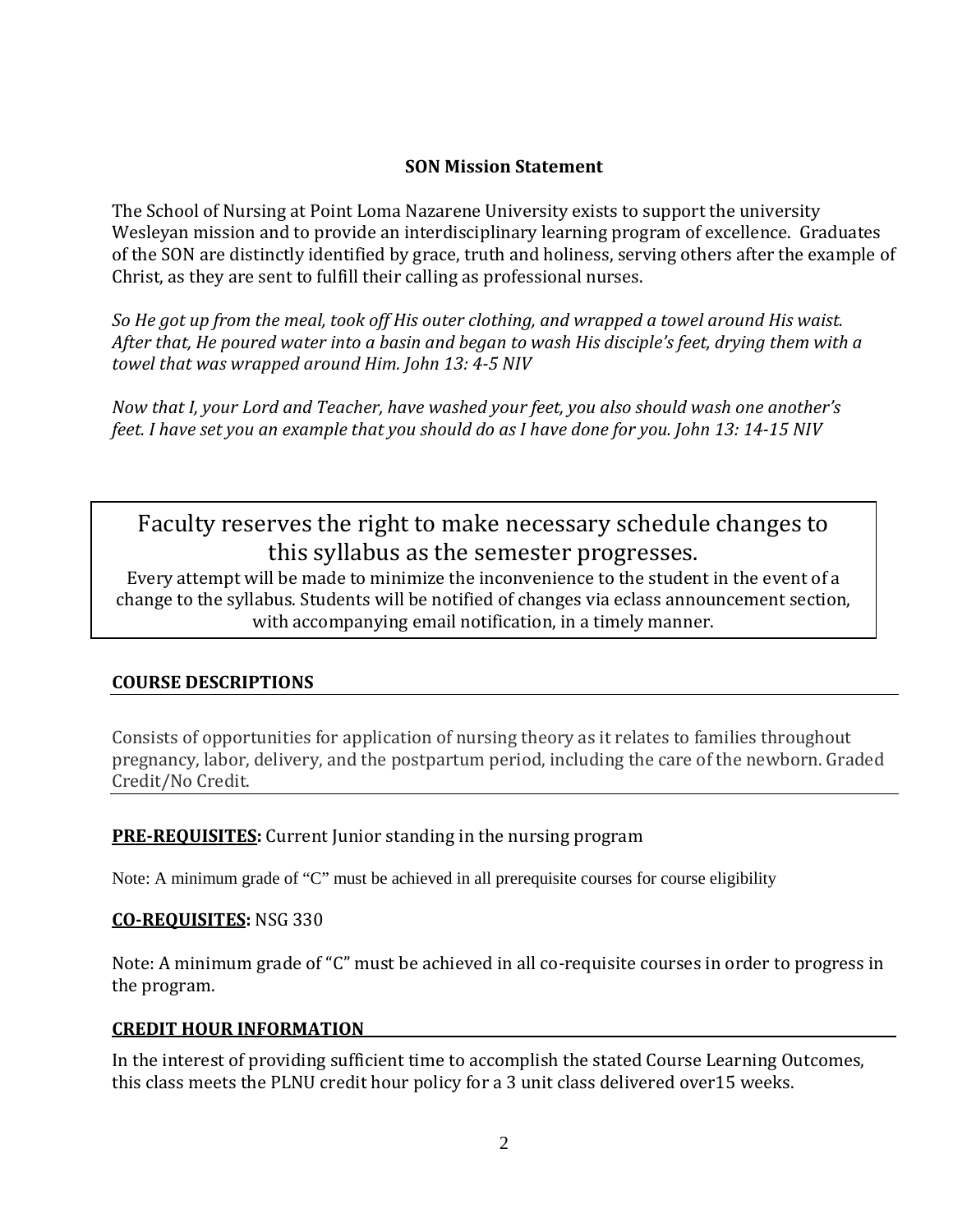## SON Mission Statement

The School of Nursing at Point Loma Nazarene University exists to support the university Wesleyan mission and to provide an interdisciplinary learning program of excellence. Graduates of the SON are distinctly identified by grace, truth and holiness, serving others after the example of Christ, as they are sent to fulfill their calling as professional nurses.

*So He got up from the meal, took off His outer clothing, and wrapped a towel around His waist. After that, He poured water into a basin and began to wash His disciple's feet, drying them with a towel that was wrapped around Him. John 13: 4-5 NIV*

*Now that I, your Lord and Teacher, have washed your feet, you also should wash one another's feet. I have set you an example that you should do as I have done for you. John 13: 14-15 NIV*

Faculty reserves the right to make necessary schedule changes to this syllabus as the semester progresses.

Every attempt will be made to minimize the inconvenience to the student in the event of a change to the syllabus. Students will be notified of changes via eclass announcement section, with accompanying email notification, in a timely manner.

## COURSE DESCRIPTIONS

Consists of opportunities for application of nursing theory as it relates to families throughout pregnancy, labor, delivery, and the postpartum period, including the care of the newborn. Graded Credit/No Credit.

**PRE-REQUISITES:** Current Junior standing in the nursing program

Note: A minimum grade of "C" must be achieved in all prerequisite courses for course eligibility

**CO-REQUISITES:** NSG 330

Note: A minimum grade of "C" must be achieved in all co-requisite courses in order to progress in the program.

## CREDIT HOUR INFORMATION

In the interest of providing sufficient time to accomplish the stated Course Learning Outcomes, this class meets the PLNU credit hour policy for a 3 unit class delivered over15 weeks.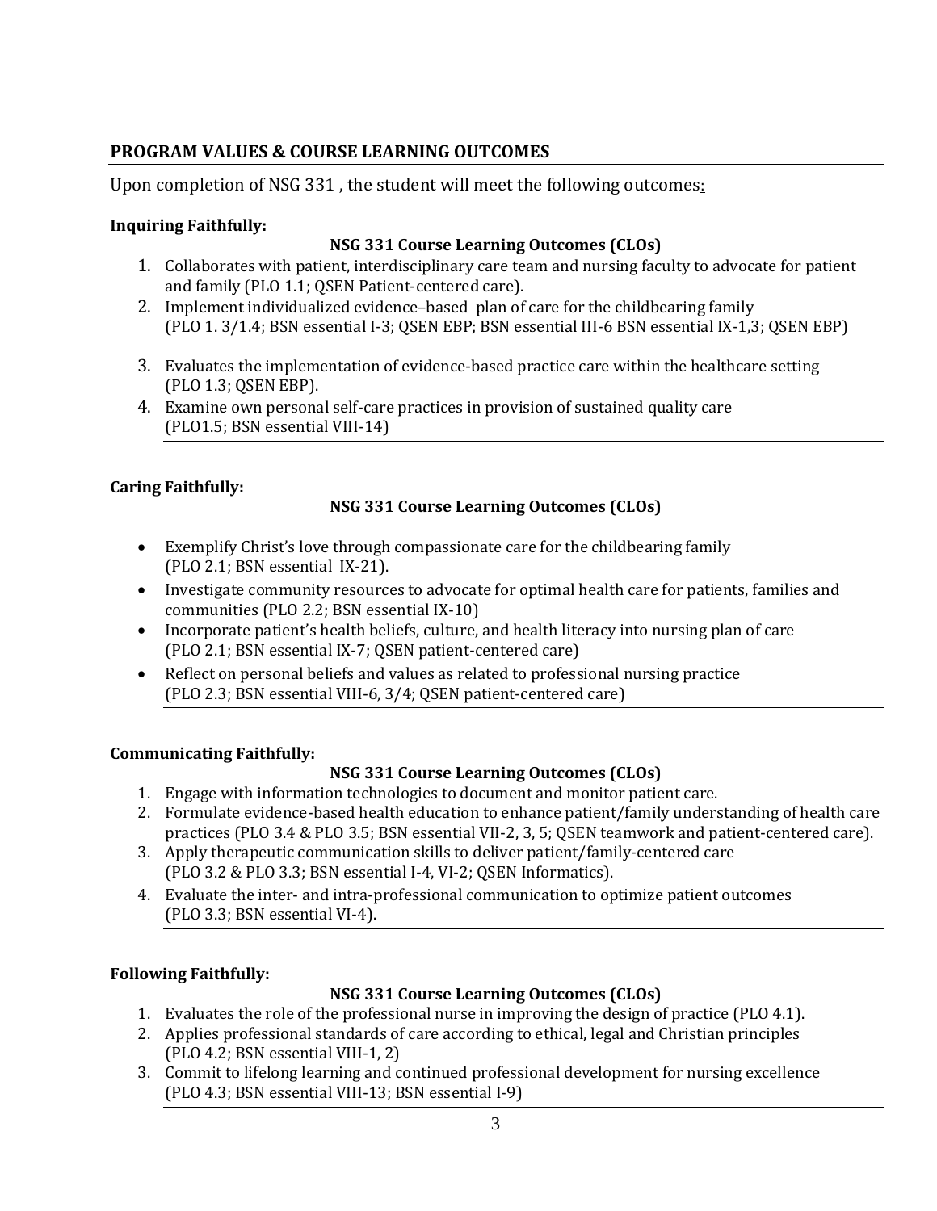## PROGRAM VALUES & COURSE LEARNING OUTCOMES

Upon completion of NSG 331 , the student will meet the following outcomes:

**Inquiring Faithfully:**

**NSG 331 Course Learning Outcomes (CLOs)**

1. Collaborates with patient, interdisciplinary care team and nursing faculty to advocate for patient and family (PLO 1.1; QSEN Patient-centered care).
2. Implement individualized evidence–based plan of care for the childbearing family (PLO 1. 3/1.4; BSN essential I-3; QSEN EBP; BSN essential III-6 BSN essential IX-1,3; QSEN EBP)
3. Evaluates the implementation of evidence-based practice care within the healthcare setting (PLO 1.3; QSEN EBP).
4. Examine own personal self-care practices in provision of sustained quality care (PLO1.5; BSN essential VIII-14)

**Caring Faithfully:**

**NSG 331 Course Learning Outcomes (CLOs)**

- Exemplify Christ's love through compassionate care for the childbearing family (PLO 2.1; BSN essential IX-21).
- Investigate community resources to advocate for optimal health care for patients, families and communities (PLO 2.2; BSN essential IX-10)
- Incorporate patient's health beliefs, culture, and health literacy into nursing plan of care (PLO 2.1; BSN essential IX-7; QSEN patient-centered care)
- Reflect on personal beliefs and values as related to professional nursing practice (PLO 2.3; BSN essential VIII-6, 3/4; QSEN patient-centered care)

**Communicating Faithfully:**

**NSG 331 Course Learning Outcomes (CLOs)**

1. Engage with information technologies to document and monitor patient care.
2. Formulate evidence-based health education to enhance patient/family understanding of health care practices (PLO 3.4 & PLO 3.5; BSN essential VII-2, 3, 5; QSEN teamwork and patient-centered care).
3. Apply therapeutic communication skills to deliver patient/family-centered care (PLO 3.2 & PLO 3.3; BSN essential I-4, VI-2; QSEN Informatics).
4. Evaluate the inter- and intra-professional communication to optimize patient outcomes (PLO 3.3; BSN essential VI-4).

**Following Faithfully:**

**NSG 331 Course Learning Outcomes (CLOs)**

1. Evaluates the role of the professional nurse in improving the design of practice (PLO 4.1).
2. Applies professional standards of care according to ethical, legal and Christian principles (PLO 4.2; BSN essential VIII-1, 2)
3. Commit to lifelong learning and continued professional development for nursing excellence (PLO 4.3; BSN essential VIII-13; BSN essential I-9)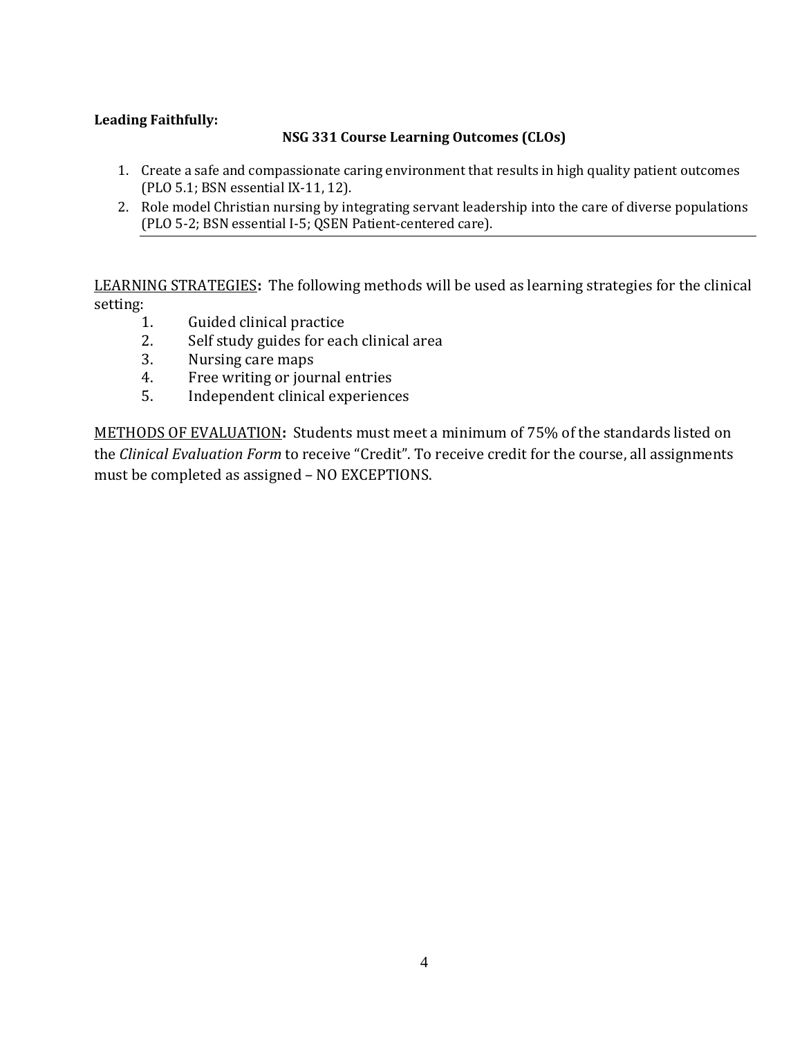**Leading Faithfully:**

**NSG 331 Course Learning Outcomes (CLOs)**

1. Create a safe and compassionate caring environment that results in high quality patient outcomes (PLO 5.1; BSN essential IX-11, 12).
2. Role model Christian nursing by integrating servant leadership into the care of diverse populations (PLO 5-2; BSN essential I-5; QSEN Patient-centered care).

---

<u>LEARNING STRATEGIES</u>**:** The following methods will be used as learning strategies for the clinical setting:

1. Guided clinical practice
2. Self study guides for each clinical area
3. Nursing care maps
4. Free writing or journal entries
5. Independent clinical experiences

<u>METHODS OF EVALUATION</u>**:** Students must meet a minimum of 75% of the standards listed on the *Clinical Evaluation Form* to receive "Credit". To receive credit for the course, all assignments must be completed as assigned – NO EXCEPTIONS.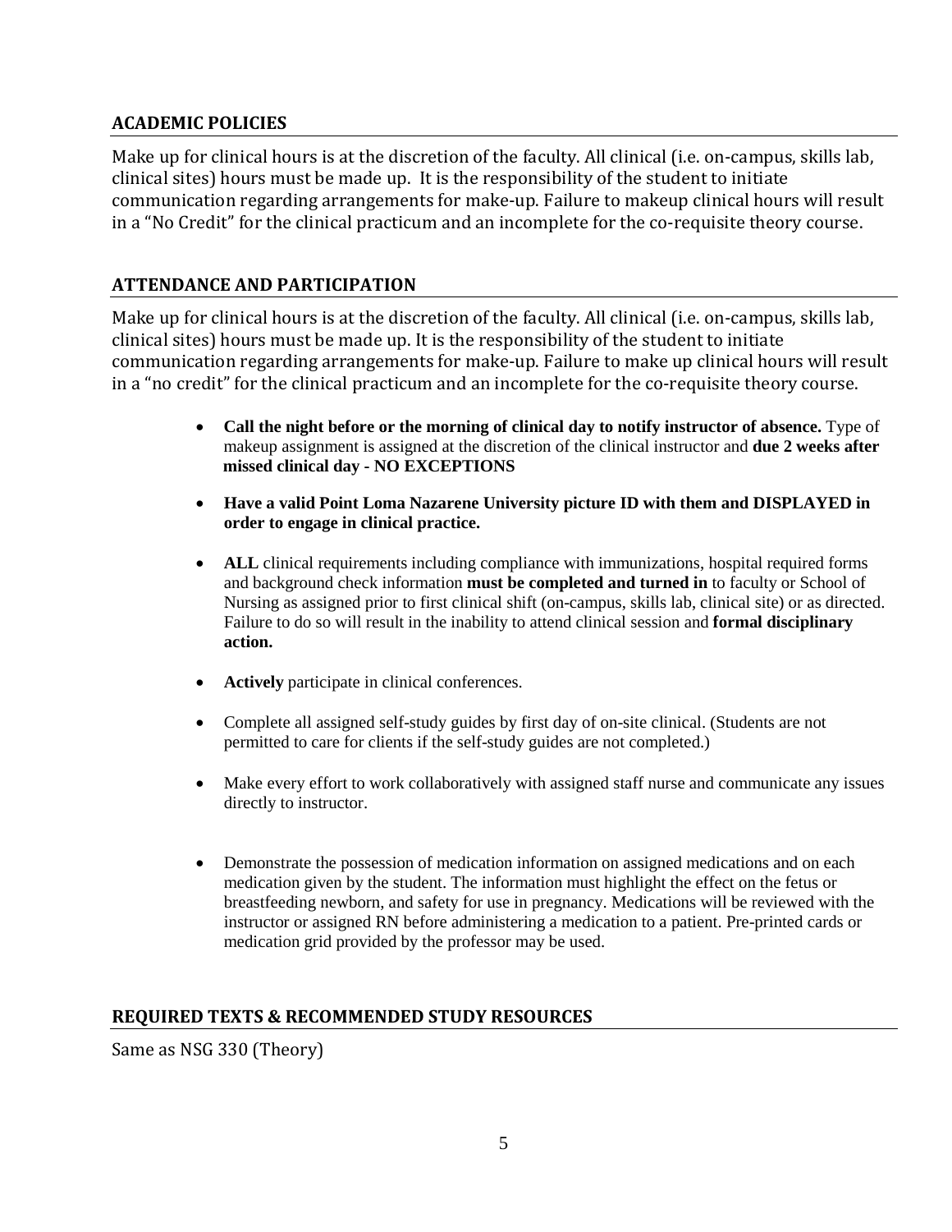## ACADEMIC POLICIES

Make up for clinical hours is at the discretion of the faculty. All clinical (i.e. on-campus, skills lab, clinical sites) hours must be made up. It is the responsibility of the student to initiate communication regarding arrangements for make-up. Failure to makeup clinical hours will result in a "No Credit" for the clinical practicum and an incomplete for the co-requisite theory course.

## ATTENDANCE AND PARTICIPATION

Make up for clinical hours is at the discretion of the faculty. All clinical (i.e. on-campus, skills lab, clinical sites) hours must be made up. It is the responsibility of the student to initiate communication regarding arrangements for make-up. Failure to make up clinical hours will result in a "no credit" for the clinical practicum and an incomplete for the co-requisite theory course.

- **Call the night before or the morning of clinical day to notify instructor of absence.** Type of makeup assignment is assigned at the discretion of the clinical instructor and **due 2 weeks after missed clinical day - NO EXCEPTIONS**
- **Have a valid Point Loma Nazarene University picture ID with them and DISPLAYED in order to engage in clinical practice.**
- **ALL** clinical requirements including compliance with immunizations, hospital required forms and background check information **must be completed and turned in** to faculty or School of Nursing as assigned prior to first clinical shift (on-campus, skills lab, clinical site) or as directed. Failure to do so will result in the inability to attend clinical session and **formal disciplinary action.**
- **Actively** participate in clinical conferences.
- Complete all assigned self-study guides by first day of on-site clinical. (Students are not permitted to care for clients if the self-study guides are not completed.)
- Make every effort to work collaboratively with assigned staff nurse and communicate any issues directly to instructor.
- Demonstrate the possession of medication information on assigned medications and on each medication given by the student. The information must highlight the effect on the fetus or breastfeeding newborn, and safety for use in pregnancy. Medications will be reviewed with the instructor or assigned RN before administering a medication to a patient. Pre-printed cards or medication grid provided by the professor may be used.

## REQUIRED TEXTS & RECOMMENDED STUDY RESOURCES

Same as NSG 330 (Theory)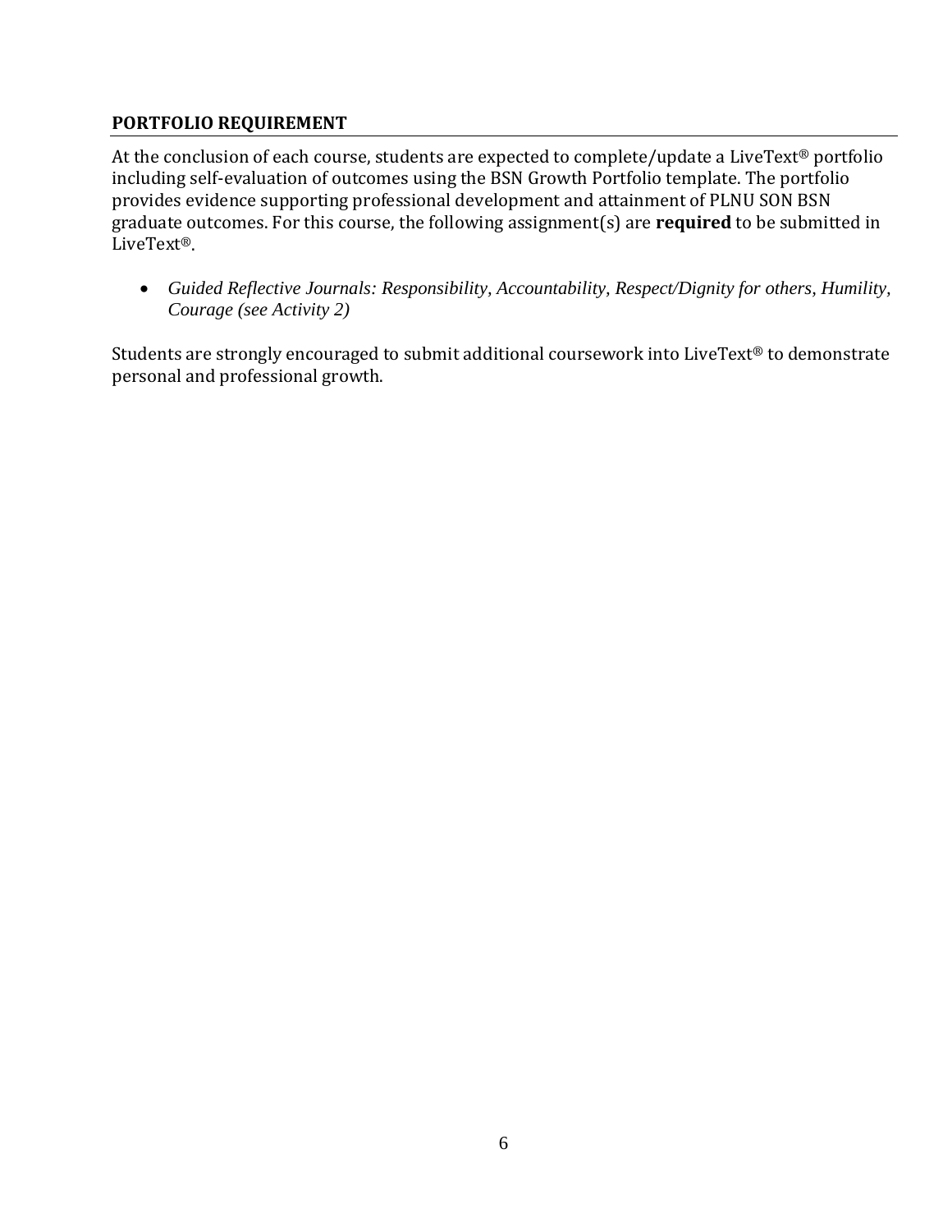## PORTFOLIO REQUIREMENT

At the conclusion of each course, students are expected to complete/update a LiveText® portfolio including self-evaluation of outcomes using the BSN Growth Portfolio template. The portfolio provides evidence supporting professional development and attainment of PLNU SON BSN graduate outcomes. For this course, the following assignment(s) are **required** to be submitted in LiveText®.

- *Guided Reflective Journals: Responsibility, Accountability, Respect/Dignity for others, Humility, Courage (see Activity 2)*

Students are strongly encouraged to submit additional coursework into LiveText® to demonstrate personal and professional growth.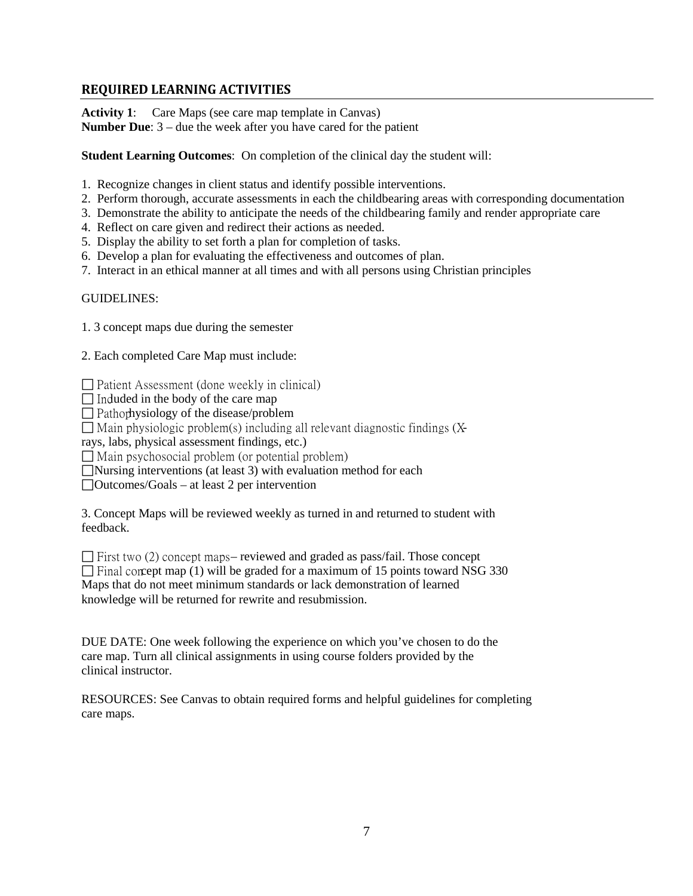## REQUIRED LEARNING ACTIVITIES

**Activity 1**: Care Maps (see care map template in Canvas)
**Number Due**: 3 – due the week after you have cared for the patient

**Student Learning Outcomes**: On completion of the clinical day the student will:

1. Recognize changes in client status and identify possible interventions.
2. Perform thorough, accurate assessments in each the childbearing areas with corresponding documentation
3. Demonstrate the ability to anticipate the needs of the childbearing family and render appropriate care
4. Reflect on care given and redirect their actions as needed.
5. Display the ability to set forth a plan for completion of tasks.
6. Develop a plan for evaluating the effectiveness and outcomes of plan.
7. Interact in an ethical manner at all times and with all persons using Christian principles

GUIDELINES:

1. 3 concept maps due during the semester

2. Each completed Care Map must include:

☐ Patient Assessment (done weekly in clinical)
☐ Included in the body of the care map
☐ Pathophysiology of the disease/problem
☐ Main physiologic problem(s) including all relevant diagnostic findings (X-rays, labs, physical assessment findings, etc.)
☐ Main psychosocial problem (or potential problem)
☐ Nursing interventions (at least 3) with evaluation method for each
☐ Outcomes/Goals – at least 2 per intervention

3. Concept Maps will be reviewed weekly as turned in and returned to student with feedback.

☐ First two (2) concept maps– reviewed and graded as pass/fail. Those concept
☐ Final concept map (1) will be graded for a maximum of 15 points toward NSG 330
Maps that do not meet minimum standards or lack demonstration of learned knowledge will be returned for rewrite and resubmission.

DUE DATE: One week following the experience on which you've chosen to do the care map. Turn all clinical assignments in using course folders provided by the clinical instructor.

RESOURCES: See Canvas to obtain required forms and helpful guidelines for completing care maps.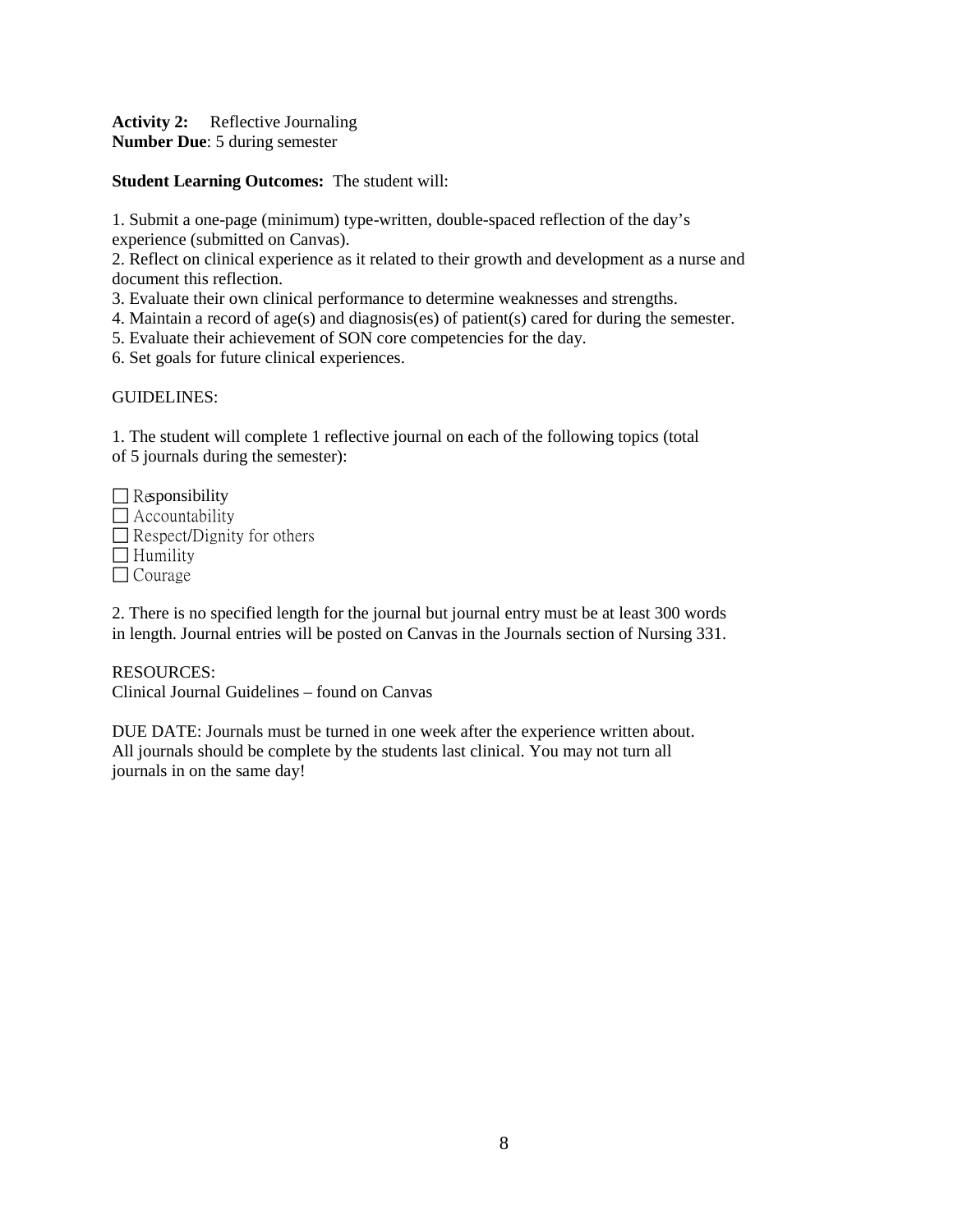**Activity 2:** Reflective Journaling
**Number Due**: 5 during semester

**Student Learning Outcomes:** The student will:

1. Submit a one-page (minimum) type-written, double-spaced reflection of the day's experience (submitted on Canvas).
2. Reflect on clinical experience as it related to their growth and development as a nurse and document this reflection.
3. Evaluate their own clinical performance to determine weaknesses and strengths.
4. Maintain a record of age(s) and diagnosis(es) of patient(s) cared for during the semester.
5. Evaluate their achievement of SON core competencies for the day.
6. Set goals for future clinical experiences.

GUIDELINES:

1. The student will complete 1 reflective journal on each of the following topics (total of 5 journals during the semester):

- ☐ Responsibility
- ☐ Accountability
- ☐ Respect/Dignity for others
- ☐ Humility
- ☐ Courage

2. There is no specified length for the journal but journal entry must be at least 300 words in length. Journal entries will be posted on Canvas in the Journals section of Nursing 331.

RESOURCES:
Clinical Journal Guidelines – found on Canvas

DUE DATE: Journals must be turned in one week after the experience written about. All journals should be complete by the students last clinical. You may not turn all journals in on the same day!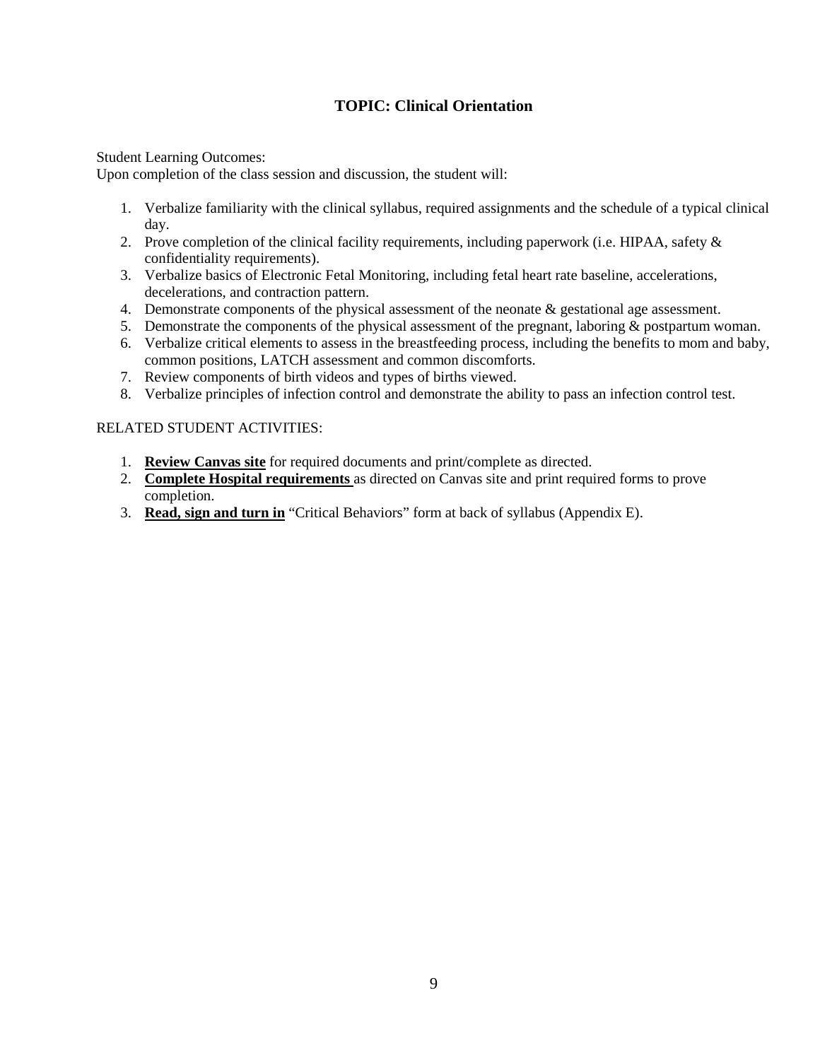## TOPIC: Clinical Orientation

Student Learning Outcomes:
Upon completion of the class session and discussion, the student will:

1. Verbalize familiarity with the clinical syllabus, required assignments and the schedule of a typical clinical day.
2. Prove completion of the clinical facility requirements, including paperwork (i.e. HIPAA, safety & confidentiality requirements).
3. Verbalize basics of Electronic Fetal Monitoring, including fetal heart rate baseline, accelerations, decelerations, and contraction pattern.
4. Demonstrate components of the physical assessment of the neonate & gestational age assessment.
5. Demonstrate the components of the physical assessment of the pregnant, laboring & postpartum woman.
6. Verbalize critical elements to assess in the breastfeeding process, including the benefits to mom and baby, common positions, LATCH assessment and common discomforts.
7. Review components of birth videos and types of births viewed.
8. Verbalize principles of infection control and demonstrate the ability to pass an infection control test.

RELATED STUDENT ACTIVITIES:

1. **Review Canvas site** for required documents and print/complete as directed.
2. **Complete Hospital requirements** as directed on Canvas site and print required forms to prove completion.
3. **Read, sign and turn in** "Critical Behaviors" form at back of syllabus (Appendix E).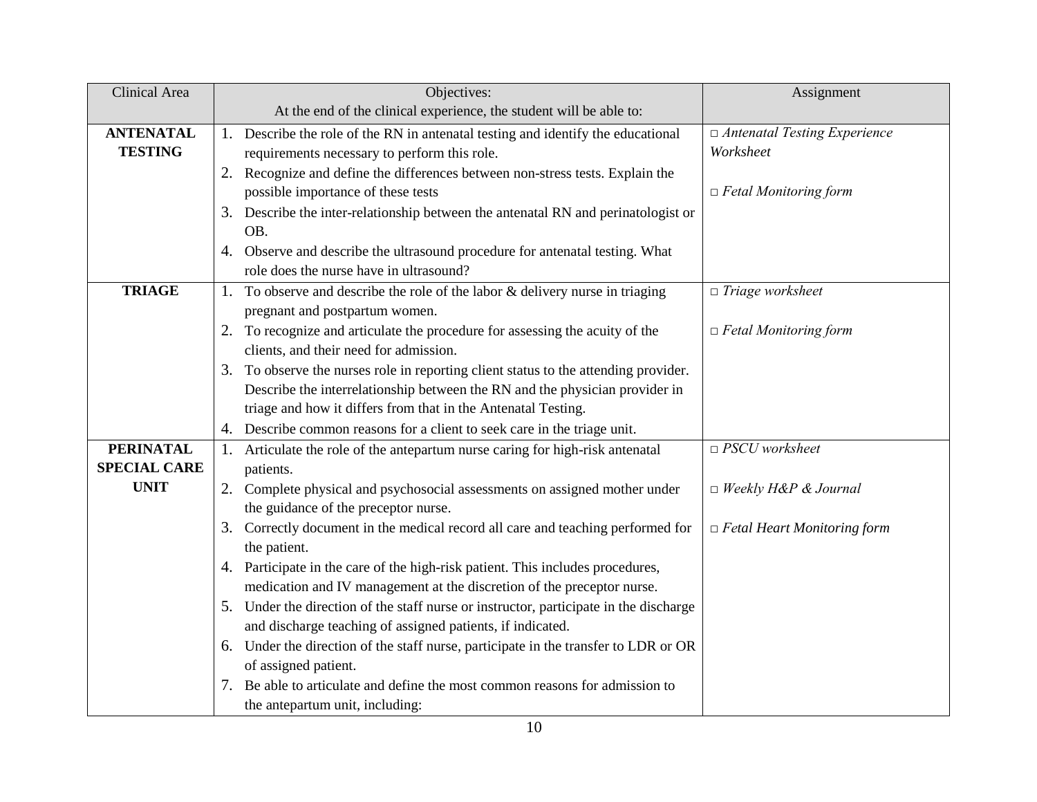| Clinical Area | Objectives:<br>At the end of the clinical experience, the student will be able to: | Assignment |
|---|---|---|
| **ANTENATAL TESTING** | 1. Describe the role of the RN in antenatal testing and identify the educational requirements necessary to perform this role.<br>2. Recognize and define the differences between non-stress tests. Explain the possible importance of these tests<br>3. Describe the inter-relationship between the antenatal RN and perinatologist or OB.<br>4. Observe and describe the ultrasound procedure for antenatal testing. What role does the nurse have in ultrasound? | □ *Antenatal Testing Experience Worksheet*<br><br>□ *Fetal Monitoring form* |
| **TRIAGE** | 1. To observe and describe the role of the labor & delivery nurse in triaging pregnant and postpartum women.<br>2. To recognize and articulate the procedure for assessing the acuity of the clients, and their need for admission.<br>3. To observe the nurses role in reporting client status to the attending provider. Describe the interrelationship between the RN and the physician provider in triage and how it differs from that in the Antenatal Testing.<br>4. Describe common reasons for a client to seek care in the triage unit. | □ *Triage worksheet*<br><br>□ *Fetal Monitoring form* |
| **PERINATAL SPECIAL CARE UNIT** | 1. Articulate the role of the antepartum nurse caring for high-risk antenatal patients.<br>2. Complete physical and psychosocial assessments on assigned mother under the guidance of the preceptor nurse.<br>3. Correctly document in the medical record all care and teaching performed for the patient.<br>4. Participate in the care of the high-risk patient. This includes procedures, medication and IV management at the discretion of the preceptor nurse.<br>5. Under the direction of the staff nurse or instructor, participate in the discharge and discharge teaching of assigned patients, if indicated.<br>6. Under the direction of the staff nurse, participate in the transfer to LDR or OR of assigned patient.<br>7. Be able to articulate and define the most common reasons for admission to the antepartum unit, including: | □ *PSCU worksheet*<br><br>□ *Weekly H&P & Journal*<br><br>□ *Fetal Heart Monitoring form* |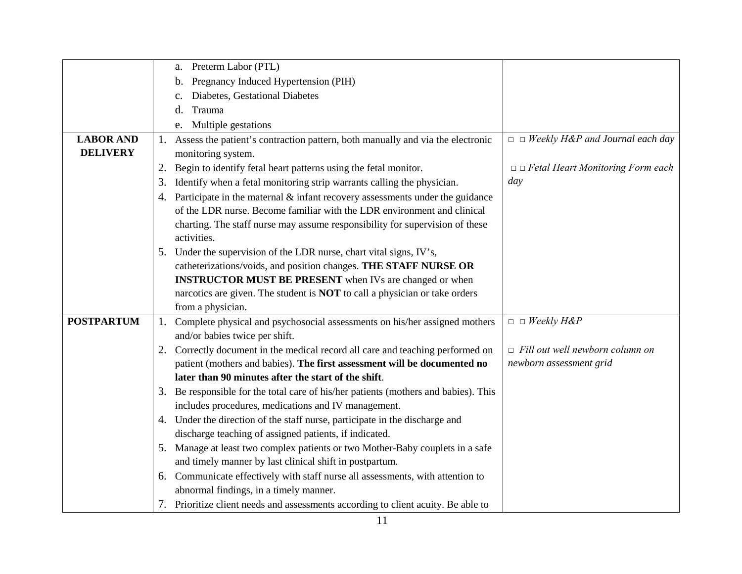| | | |
|---|---|---|
| | a. Preterm Labor (PTL)<br>b. Pregnancy Induced Hypertension (PIH)<br>c. Diabetes, Gestational Diabetes<br>d. Trauma<br>e. Multiple gestations | |
| **LABOR AND DELIVERY** | 1. Assess the patient's contraction pattern, both manually and via the electronic monitoring system.<br>2. Begin to identify fetal heart patterns using the fetal monitor.<br>3. Identify when a fetal monitoring strip warrants calling the physician.<br>4. Participate in the maternal & infant recovery assessments under the guidance of the LDR nurse. Become familiar with the LDR environment and clinical charting. The staff nurse may assume responsibility for supervision of these activities.<br>5. Under the supervision of the LDR nurse, chart vital signs, IV's, catheterizations/voids, and position changes. **THE STAFF NURSE OR INSTRUCTOR MUST BE PRESENT** when IVs are changed or when narcotics are given. The student is **NOT** to call a physician or take orders from a physician. | □ □ *Weekly H&P and Journal each day*<br><br>□ □ *Fetal Heart Monitoring Form each day* |
| **POSTPARTUM** | 1. Complete physical and psychosocial assessments on his/her assigned mothers and/or babies twice per shift.<br>2. Correctly document in the medical record all care and teaching performed on patient (mothers and babies). **The first assessment will be documented no later than 90 minutes after the start of the shift**.<br>3. Be responsible for the total care of his/her patients (mothers and babies). This includes procedures, medications and IV management.<br>4. Under the direction of the staff nurse, participate in the discharge and discharge teaching of assigned patients, if indicated.<br>5. Manage at least two complex patients or two Mother-Baby couplets in a safe and timely manner by last clinical shift in postpartum.<br>6. Communicate effectively with staff nurse all assessments, with attention to abnormal findings, in a timely manner.<br>7. Prioritize client needs and assessments according to client acuity. Be able to | □ □ *Weekly H&P*<br><br>□ *Fill out well newborn column on newborn assessment grid* |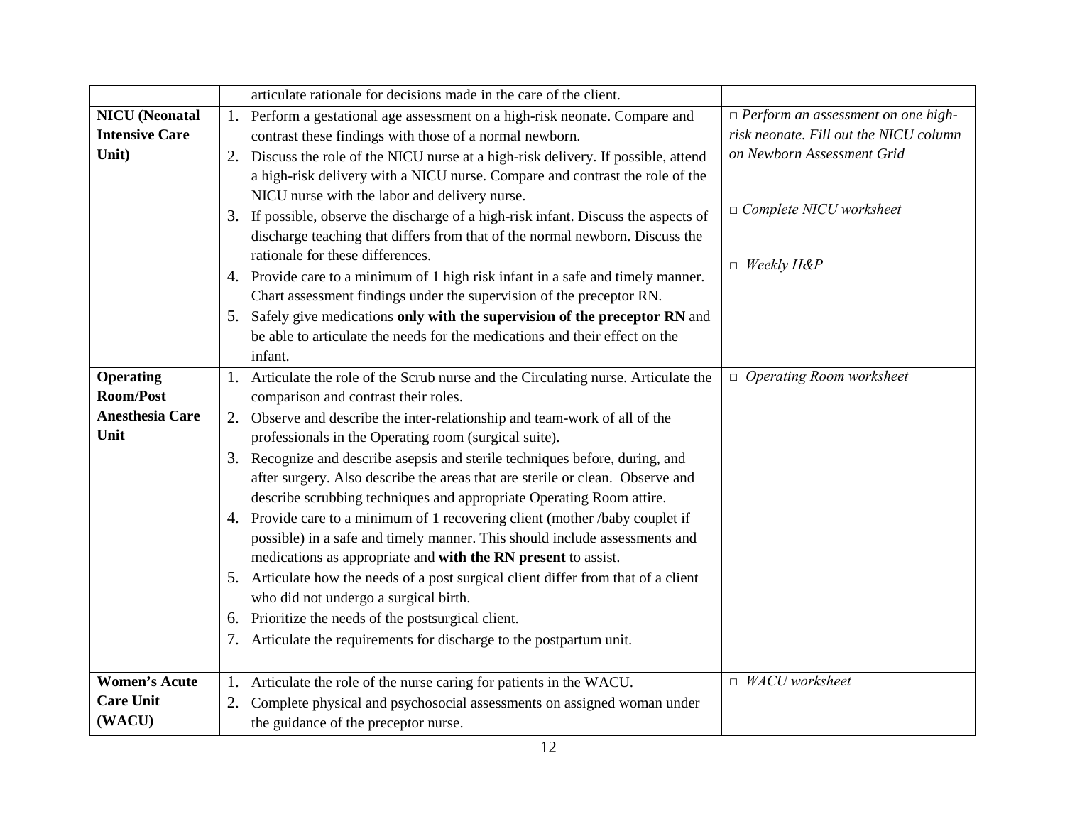| | | |
|---|---|---|
| | articulate rationale for decisions made in the care of the client. | |
| **NICU (Neonatal Intensive Care Unit)** | 1. Perform a gestational age assessment on a high-risk neonate. Compare and contrast these findings with those of a normal newborn.<br>2. Discuss the role of the NICU nurse at a high-risk delivery. If possible, attend a high-risk delivery with a NICU nurse. Compare and contrast the role of the NICU nurse with the labor and delivery nurse.<br>3. If possible, observe the discharge of a high-risk infant. Discuss the aspects of discharge teaching that differs from that of the normal newborn. Discuss the rationale for these differences.<br>4. Provide care to a minimum of 1 high risk infant in a safe and timely manner. Chart assessment findings under the supervision of the preceptor RN.<br>5. Safely give medications **only with the supervision of the preceptor RN** and be able to articulate the needs for the medications and their effect on the infant. | □ *Perform an assessment on one high-risk neonate. Fill out the NICU column on Newborn Assessment Grid*<br><br>□ *Complete NICU worksheet*<br><br>□ *Weekly H&P* |
| **Operating Room/Post Anesthesia Care Unit** | 1. Articulate the role of the Scrub nurse and the Circulating nurse. Articulate the comparison and contrast their roles.<br>2. Observe and describe the inter-relationship and team-work of all of the professionals in the Operating room (surgical suite).<br>3. Recognize and describe asepsis and sterile techniques before, during, and after surgery. Also describe the areas that are sterile or clean. Observe and describe scrubbing techniques and appropriate Operating Room attire.<br>4. Provide care to a minimum of 1 recovering client (mother /baby couplet if possible) in a safe and timely manner. This should include assessments and medications as appropriate and **with the RN present** to assist.<br>5. Articulate how the needs of a post surgical client differ from that of a client who did not undergo a surgical birth.<br>6. Prioritize the needs of the postsurgical client.<br>7. Articulate the requirements for discharge to the postpartum unit. | □ *Operating Room worksheet* |
| **Women's Acute Care Unit (WACU)** | 1. Articulate the role of the nurse caring for patients in the WACU.<br>2. Complete physical and psychosocial assessments on assigned woman under the guidance of the preceptor nurse. | □ *WACU worksheet* |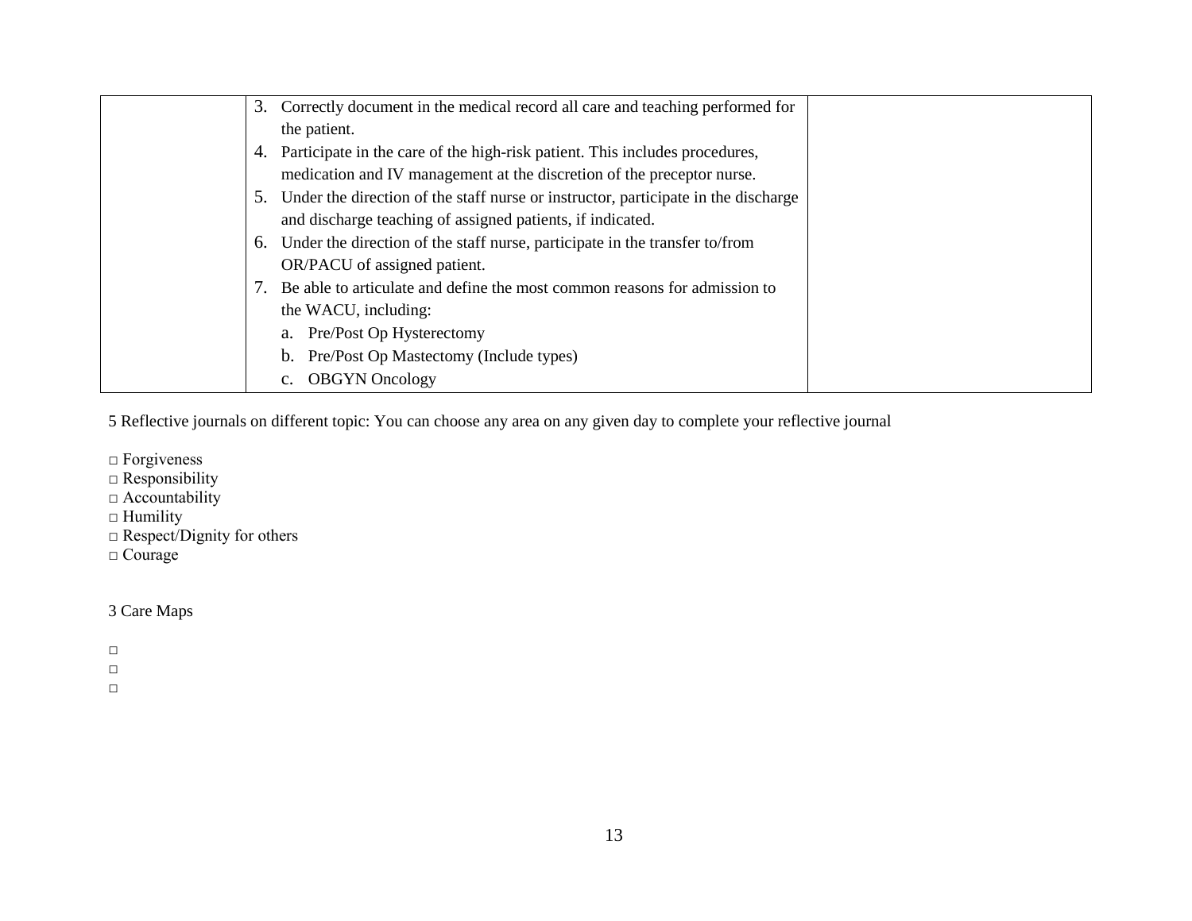| | | |
|---|---|---|
| | 3. Correctly document in the medical record all care and teaching performed for the patient.<br>4. Participate in the care of the high-risk patient. This includes procedures, medication and IV management at the discretion of the preceptor nurse.<br>5. Under the direction of the staff nurse or instructor, participate in the discharge and discharge teaching of assigned patients, if indicated.<br>6. Under the direction of the staff nurse, participate in the transfer to/from OR/PACU of assigned patient.<br>7. Be able to articulate and define the most common reasons for admission to the WACU, including:<br>a. Pre/Post Op Hysterectomy<br>b. Pre/Post Op Mastectomy (Include types)<br>c. OBGYN Oncology | |

5 Reflective journals on different topic: You can choose any area on any given day to complete your reflective journal

□ Forgiveness
□ Responsibility
□ Accountability
□ Humility
□ Respect/Dignity for others
□ Courage

3 Care Maps

□
□
□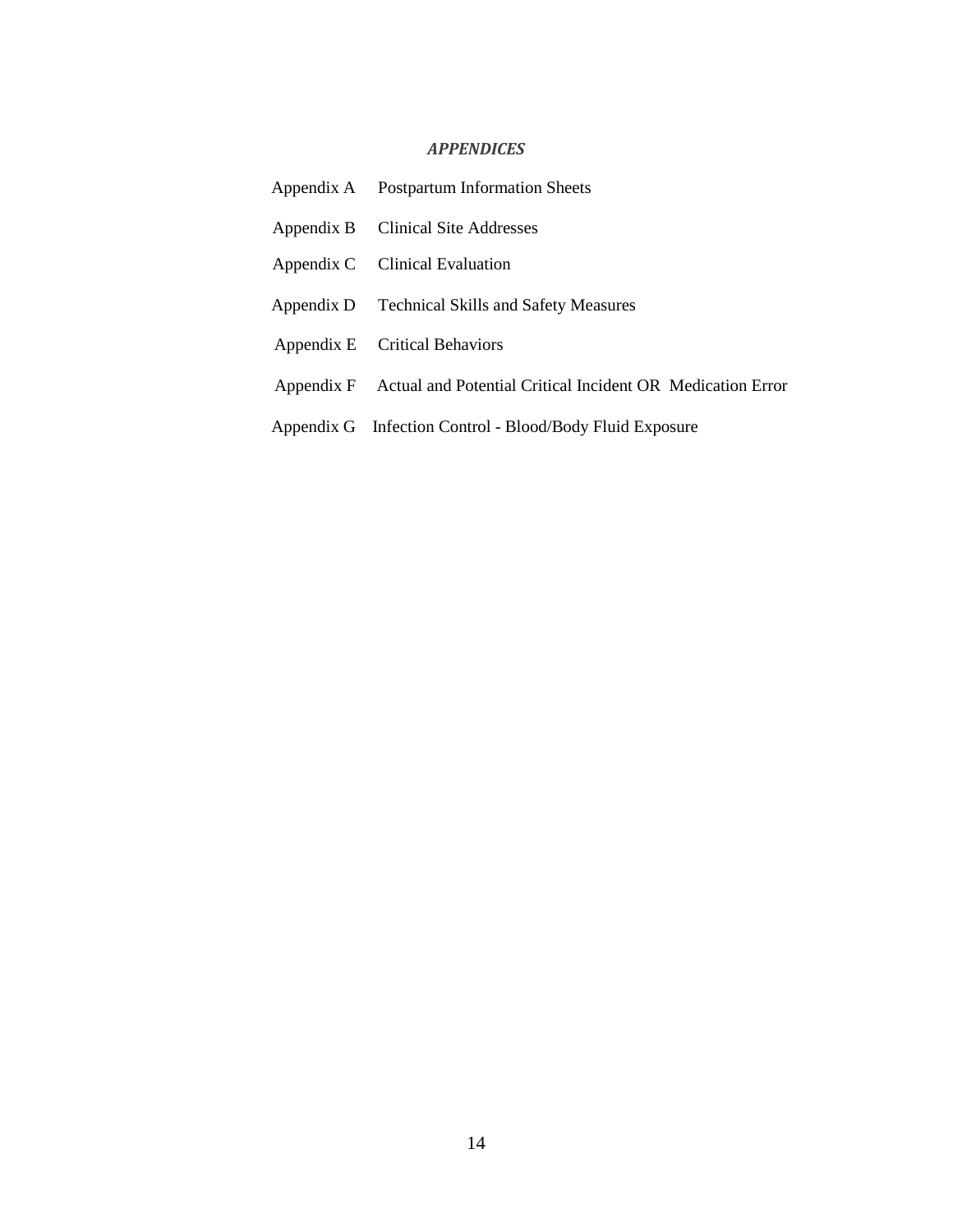## *APPENDICES*

Appendix A Postpartum Information Sheets

Appendix B Clinical Site Addresses

Appendix C Clinical Evaluation

Appendix D Technical Skills and Safety Measures

Appendix E Critical Behaviors

Appendix F Actual and Potential Critical Incident OR Medication Error

Appendix G Infection Control - Blood/Body Fluid Exposure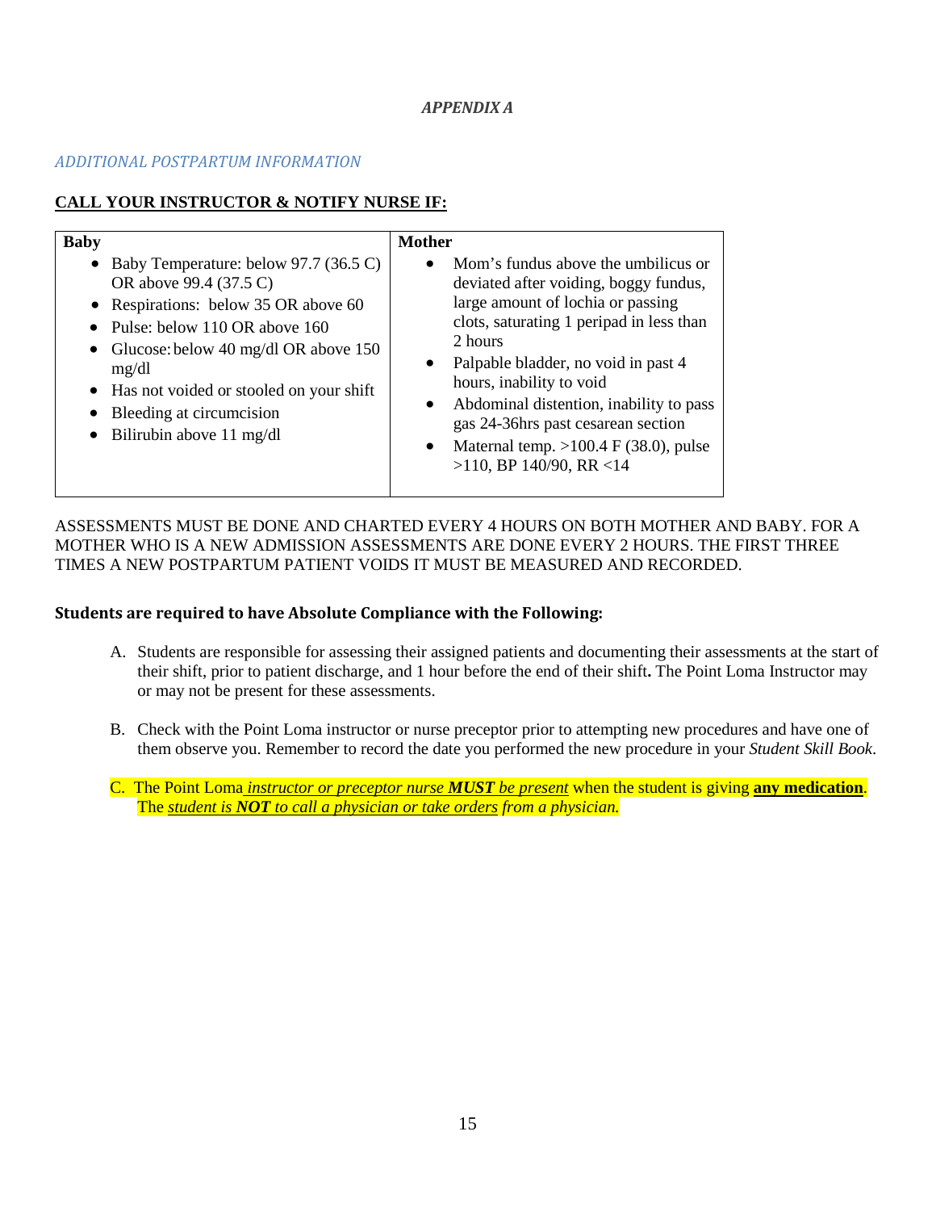*APPENDIX A*

*ADDITIONAL POSTPARTUM INFORMATION*

**CALL YOUR INSTRUCTOR & NOTIFY NURSE IF:**

| **Baby** | **Mother** |
|---|---|
| • Baby Temperature: below 97.7 (36.5 C) OR above 99.4 (37.5 C)<br>• Respirations: below 35 OR above 60<br>• Pulse: below 110 OR above 160<br>• Glucose: below 40 mg/dl OR above 150 mg/dl<br>• Has not voided or stooled on your shift<br>• Bleeding at circumcision<br>• Bilirubin above 11 mg/dl | • Mom's fundus above the umbilicus or deviated after voiding, boggy fundus, large amount of lochia or passing clots, saturating 1 peripad in less than 2 hours<br>• Palpable bladder, no void in past 4 hours, inability to void<br>• Abdominal distention, inability to pass gas 24-36hrs past cesarean section<br>• Maternal temp. >100.4 F (38.0), pulse >110, BP 140/90, RR <14 |

ASSESSMENTS MUST BE DONE AND CHARTED EVERY 4 HOURS ON BOTH MOTHER AND BABY. FOR A MOTHER WHO IS A NEW ADMISSION ASSESSMENTS ARE DONE EVERY 2 HOURS. THE FIRST THREE TIMES A NEW POSTPARTUM PATIENT VOIDS IT MUST BE MEASURED AND RECORDED.

**Students are required to have Absolute Compliance with the Following:**

A. Students are responsible for assessing their assigned patients and documenting their assessments at the start of their shift, prior to patient discharge, and 1 hour before the end of their shift**.** The Point Loma Instructor may or may not be present for these assessments.

B. Check with the Point Loma instructor or nurse preceptor prior to attempting new procedures and have one of them observe you. Remember to record the date you performed the new procedure in your *Student Skill Book*.

C. The Point Loma *instructor or preceptor nurse **MUST** be present* when the student is giving **any medication**. The *student is **NOT** to call a physician or take orders from a physician.*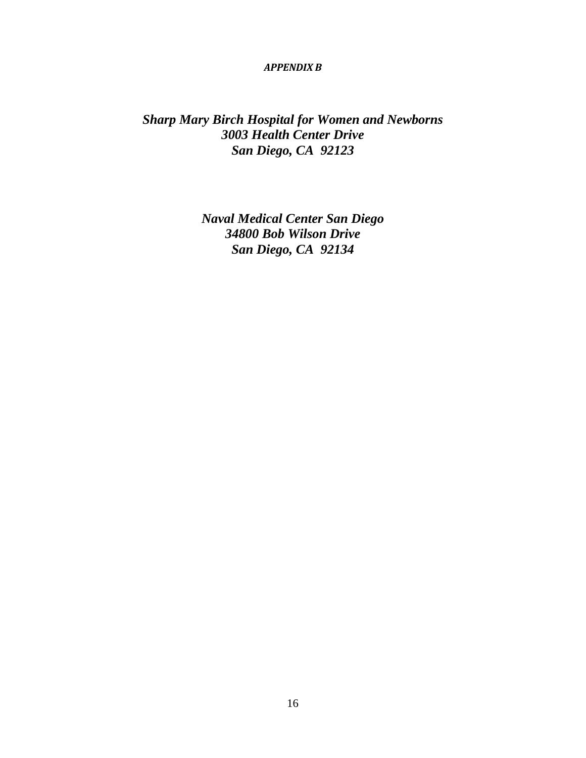***APPENDIX B***

***Sharp Mary Birch Hospital for Women and Newborns***
***3003 Health Center Drive***
***San Diego, CA 92123***

***Naval Medical Center San Diego***
***34800 Bob Wilson Drive***
***San Diego, CA 92134***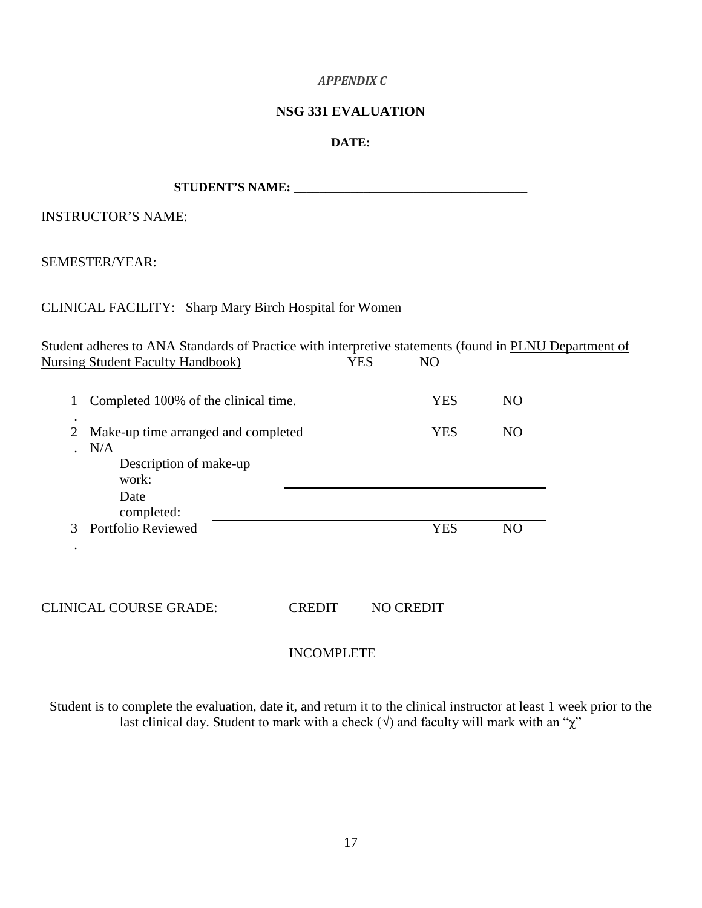*APPENDIX C*

**NSG 331 EVALUATION**

**DATE:**

**STUDENT'S NAME: ___________________________________**

INSTRUCTOR'S NAME:

SEMESTER/YEAR:

CLINICAL FACILITY: Sharp Mary Birch Hospital for Women

Student adheres to ANA Standards of Practice with interpretive statements (found in PLNU Department of Nursing Student Faculty Handbook) YES NO

| | | | |
|---|---|---|---|
| 1. | Completed 100% of the clinical time. | YES | NO |
| 2. | Make-up time arranged and completed N/A | YES | NO |
| | Description of make-up work: ______________________ | | |
| | Date completed: ______________________ | | |
| 3. | Portfolio Reviewed | YES | NO |

CLINICAL COURSE GRADE: CREDIT NO CREDIT

INCOMPLETE

Student is to complete the evaluation, date it, and return it to the clinical instructor at least 1 week prior to the last clinical day. Student to mark with a check (√) and faculty will mark with an "χ"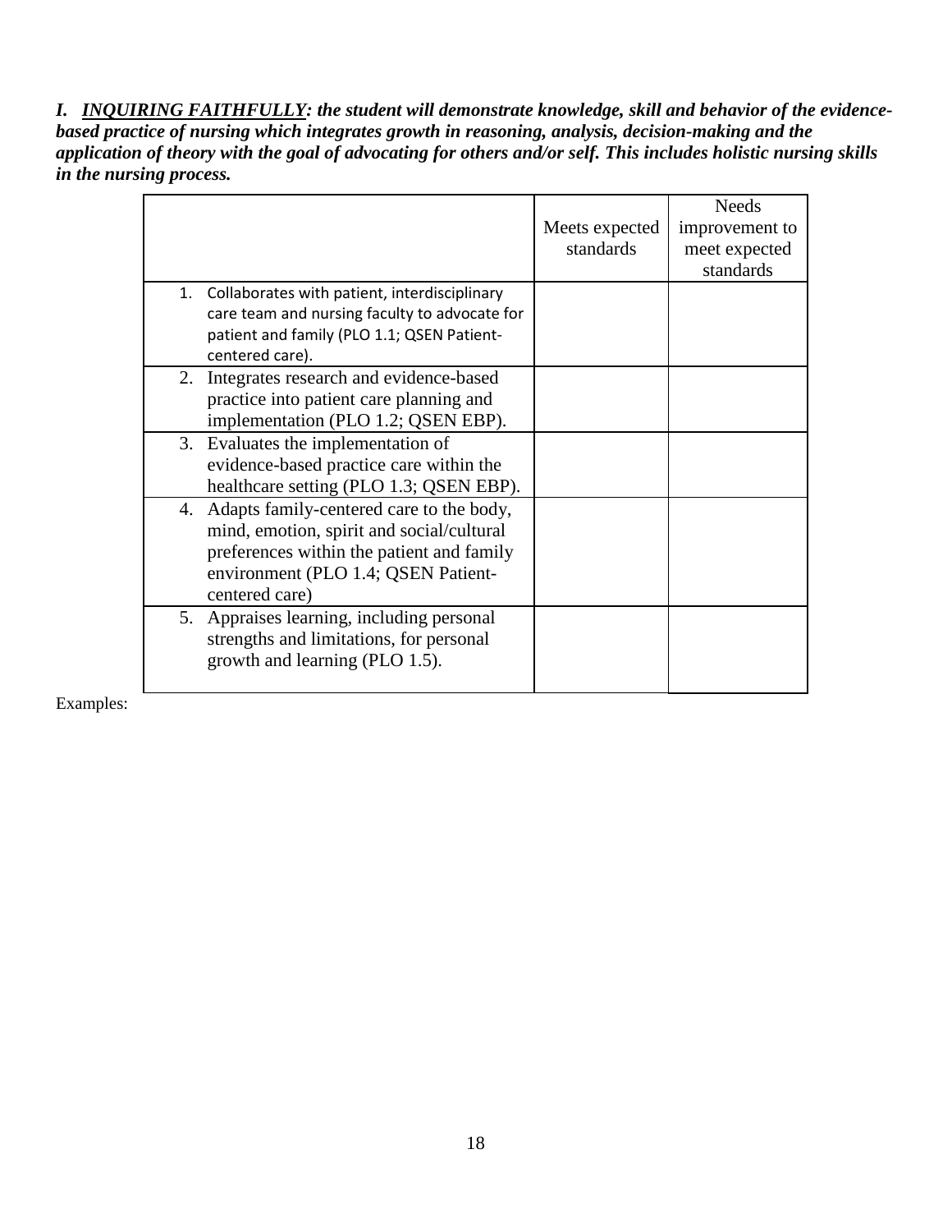***I. INQUIRING FAITHFULLY: the student will demonstrate knowledge, skill and behavior of the evidence-based practice of nursing which integrates growth in reasoning, analysis, decision-making and the application of theory with the goal of advocating for others and/or self. This includes holistic nursing skills in the nursing process.***

| | Meets expected standards | Needs improvement to meet expected standards |
|---|---|---|
| 1. Collaborates with patient, interdisciplinary care team and nursing faculty to advocate for patient and family (PLO 1.1; QSEN Patient-centered care). | | |
| 2. Integrates research and evidence-based practice into patient care planning and implementation (PLO 1.2; QSEN EBP). | | |
| 3. Evaluates the implementation of evidence-based practice care within the healthcare setting (PLO 1.3; QSEN EBP). | | |
| 4. Adapts family-centered care to the body, mind, emotion, spirit and social/cultural preferences within the patient and family environment (PLO 1.4; QSEN Patient-centered care) | | |
| 5. Appraises learning, including personal strengths and limitations, for personal growth and learning (PLO 1.5). | | |

Examples: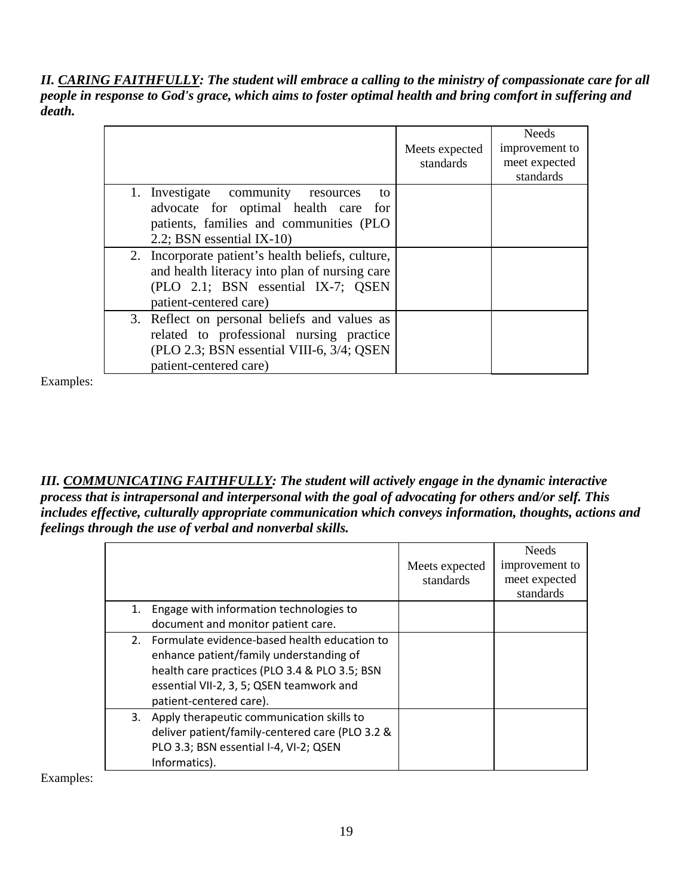***II. <u>CARING FAITHFULLY</u>: The student will embrace a calling to the ministry of compassionate care for all people in response to God's grace, which aims to foster optimal health and bring comfort in suffering and death.***

| | Meets expected standards | Needs improvement to meet expected standards |
|---|---|---|
| 1. Investigate community resources to advocate for optimal health care for patients, families and communities (PLO 2.2; BSN essential IX-10) | | |
| 2. Incorporate patient's health beliefs, culture, and health literacy into plan of nursing care (PLO 2.1; BSN essential IX-7; QSEN patient-centered care) | | |
| 3. Reflect on personal beliefs and values as related to professional nursing practice (PLO 2.3; BSN essential VIII-6, 3/4; QSEN patient-centered care) | | |

Examples:

***III. <u>COMMUNICATING FAITHFULLY</u>: The student will actively engage in the dynamic interactive process that is intrapersonal and interpersonal with the goal of advocating for others and/or self. This includes effective, culturally appropriate communication which conveys information, thoughts, actions and feelings through the use of verbal and nonverbal skills.***

| | Meets expected standards | Needs improvement to meet expected standards |
|---|---|---|
| 1. Engage with information technologies to document and monitor patient care. | | |
| 2. Formulate evidence-based health education to enhance patient/family understanding of health care practices (PLO 3.4 & PLO 3.5; BSN essential VII-2, 3, 5; QSEN teamwork and patient-centered care). | | |
| 3. Apply therapeutic communication skills to deliver patient/family-centered care (PLO 3.2 & PLO 3.3; BSN essential I-4, VI-2; QSEN Informatics). | | |

Examples: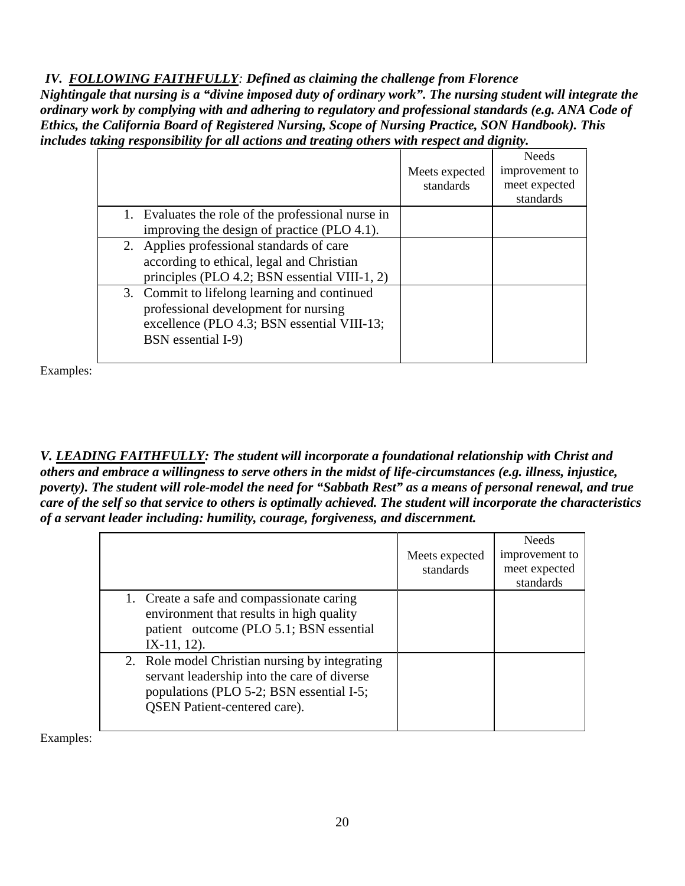***IV. <u>FOLLOWING FAITHFULLY</u>: Defined as claiming the challenge from Florence Nightingale that nursing is a "divine imposed duty of ordinary work". The nursing student will integrate the ordinary work by complying with and adhering to regulatory and professional standards (e.g. ANA Code of Ethics, the California Board of Registered Nursing, Scope of Nursing Practice, SON Handbook). This includes taking responsibility for all actions and treating others with respect and dignity.***

| | Meets expected standards | Needs improvement to meet expected standards |
|---|---|---|
| 1. Evaluates the role of the professional nurse in improving the design of practice (PLO 4.1). | | |
| 2. Applies professional standards of care according to ethical, legal and Christian principles (PLO 4.2; BSN essential VIII-1, 2) | | |
| 3. Commit to lifelong learning and continued professional development for nursing excellence (PLO 4.3; BSN essential VIII-13; BSN essential I-9) | | |

Examples:

***V. <u>LEADING FAITHFULLY</u>: The student will incorporate a foundational relationship with Christ and others and embrace a willingness to serve others in the midst of life-circumstances (e.g. illness, injustice, poverty). The student will role-model the need for "Sabbath Rest" as a means of personal renewal, and true care of the self so that service to others is optimally achieved. The student will incorporate the characteristics of a servant leader including: humility, courage, forgiveness, and discernment.***

| | Meets expected standards | Needs improvement to meet expected standards |
|---|---|---|
| 1. Create a safe and compassionate caring environment that results in high quality patient outcome (PLO 5.1; BSN essential IX-11, 12). | | |
| 2. Role model Christian nursing by integrating servant leadership into the care of diverse populations (PLO 5-2; BSN essential I-5; QSEN Patient-centered care). | | |

Examples: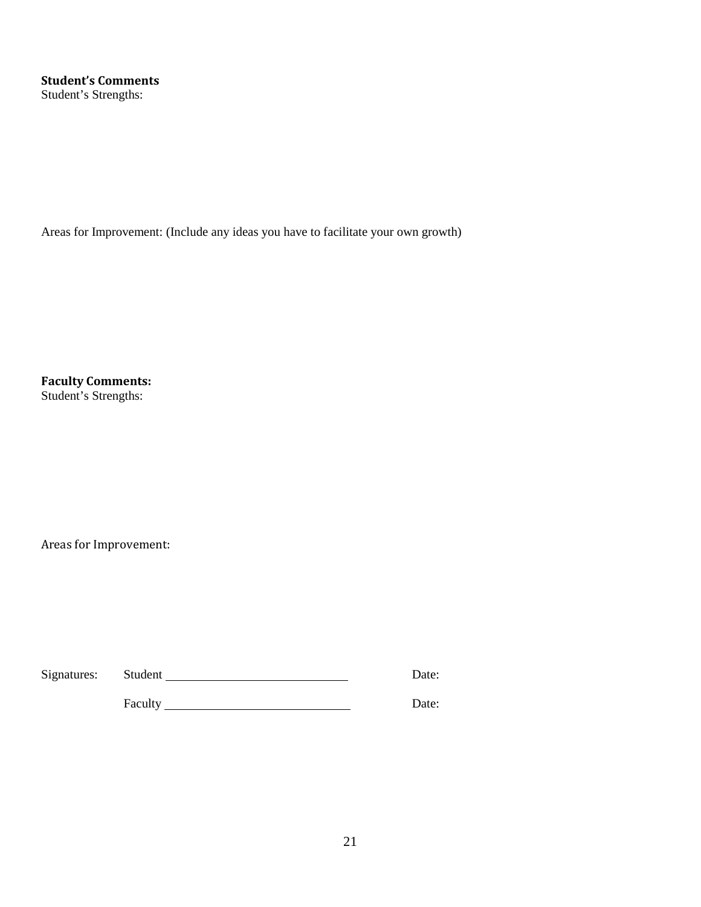**Student's Comments**

Student's Strengths:

Areas for Improvement: (Include any ideas you have to facilitate your own growth)

**Faculty Comments:**

Student's Strengths:

Areas for Improvement:

Signatures: Student \_\_\_\_\_\_\_\_\_\_\_\_\_\_\_\_\_\_\_\_\_\_\_\_\_\_\_\_ Date:

Faculty \_\_\_\_\_\_\_\_\_\_\_\_\_\_\_\_\_\_\_\_\_\_\_\_\_\_\_\_ Date: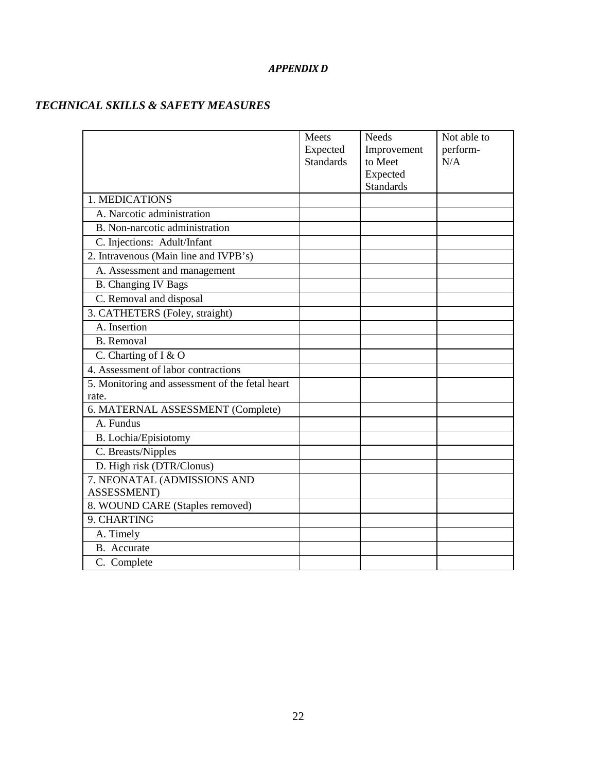***APPENDIX D***

## ***TECHNICAL SKILLS & SAFETY MEASURES***

| | Meets Expected Standards | Needs Improvement to Meet Expected Standards | Not able to perform- N/A |
|---|---|---|---|
| 1. MEDICATIONS | | | |
| A. Narcotic administration | | | |
| B. Non-narcotic administration | | | |
| C. Injections: Adult/Infant | | | |
| 2. Intravenous (Main line and IVPB's) | | | |
| A. Assessment and management | | | |
| B. Changing IV Bags | | | |
| C. Removal and disposal | | | |
| 3. CATHETERS (Foley, straight) | | | |
| A. Insertion | | | |
| B. Removal | | | |
| C. Charting of I & O | | | |
| 4. Assessment of labor contractions | | | |
| 5. Monitoring and assessment of the fetal heart rate. | | | |
| 6. MATERNAL ASSESSMENT (Complete) | | | |
| A. Fundus | | | |
| B. Lochia/Episiotomy | | | |
| C. Breasts/Nipples | | | |
| D. High risk (DTR/Clonus) | | | |
| 7. NEONATAL (ADMISSIONS AND ASSESSMENT) | | | |
| 8. WOUND CARE (Staples removed) | | | |
| 9. CHARTING | | | |
| A. Timely | | | |
| B. Accurate | | | |
| C. Complete | | | |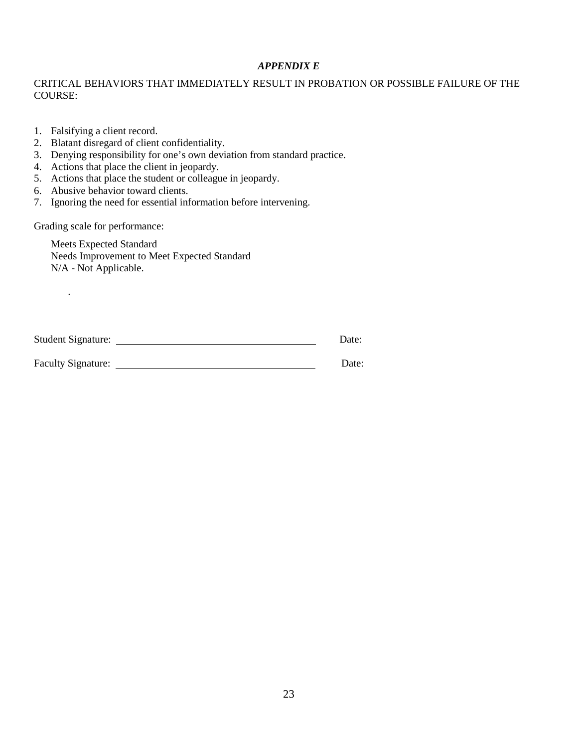### *APPENDIX E*

CRITICAL BEHAVIORS THAT IMMEDIATELY RESULT IN PROBATION OR POSSIBLE FAILURE OF THE COURSE:

1. Falsifying a client record.
2. Blatant disregard of client confidentiality.
3. Denying responsibility for one's own deviation from standard practice.
4. Actions that place the client in jeopardy.
5. Actions that place the student or colleague in jeopardy.
6. Abusive behavior toward clients.
7. Ignoring the need for essential information before intervening.

Grading scale for performance:

Meets Expected Standard
Needs Improvement to Meet Expected Standard
N/A - Not Applicable.

.

Student Signature: ______________________________ Date:

Faculty Signature: ______________________________ Date: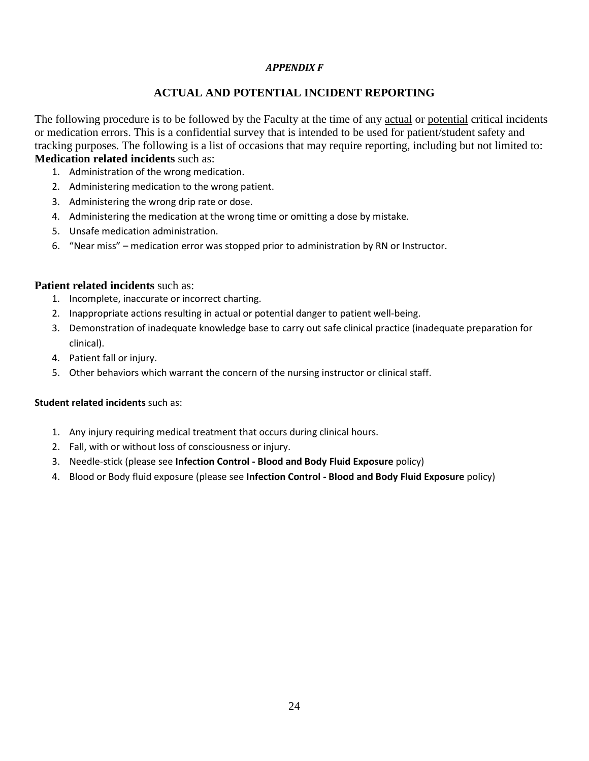*APPENDIX F*

## ACTUAL AND POTENTIAL INCIDENT REPORTING

The following procedure is to be followed by the Faculty at the time of any actual or potential critical incidents or medication errors. This is a confidential survey that is intended to be used for patient/student safety and tracking purposes. The following is a list of occasions that may require reporting, including but not limited to:

**Medication related incidents** such as:

1. Administration of the wrong medication.
2. Administering medication to the wrong patient.
3. Administering the wrong drip rate or dose.
4. Administering the medication at the wrong time or omitting a dose by mistake.
5. Unsafe medication administration.
6. "Near miss" – medication error was stopped prior to administration by RN or Instructor.

**Patient related incidents** such as:

1. Incomplete, inaccurate or incorrect charting.
2. Inappropriate actions resulting in actual or potential danger to patient well-being.
3. Demonstration of inadequate knowledge base to carry out safe clinical practice (inadequate preparation for clinical).
4. Patient fall or injury.
5. Other behaviors which warrant the concern of the nursing instructor or clinical staff.

**Student related incidents** such as:

1. Any injury requiring medical treatment that occurs during clinical hours.
2. Fall, with or without loss of consciousness or injury.
3. Needle-stick (please see **Infection Control - Blood and Body Fluid Exposure** policy)
4. Blood or Body fluid exposure (please see **Infection Control - Blood and Body Fluid Exposure** policy)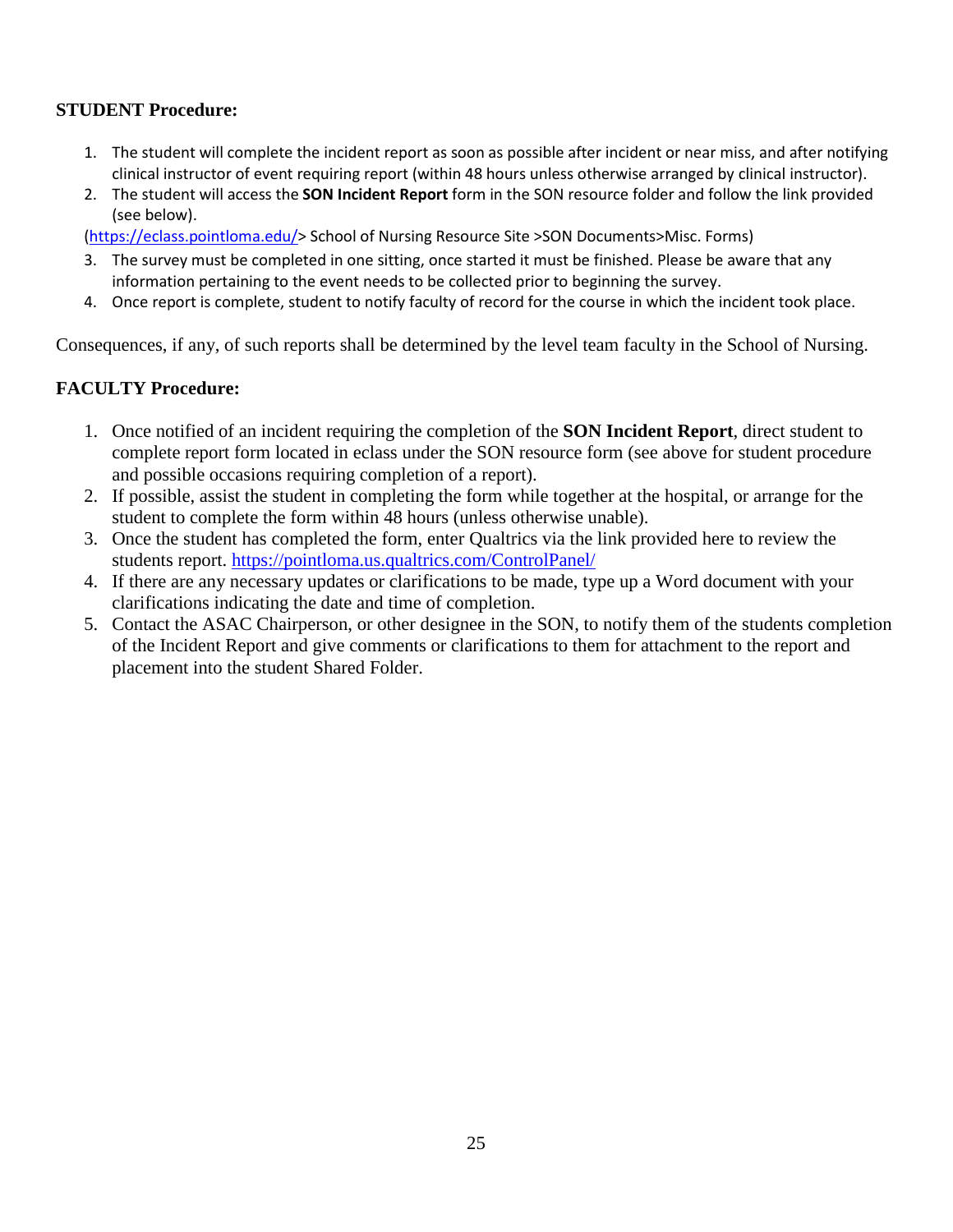**STUDENT Procedure:**

1. The student will complete the incident report as soon as possible after incident or near miss, and after notifying clinical instructor of event requiring report (within 48 hours unless otherwise arranged by clinical instructor).
2. The student will access the **SON Incident Report** form in the SON resource folder and follow the link provided (see below).

(https://eclass.pointloma.edu/> School of Nursing Resource Site >SON Documents>Misc. Forms)

3. The survey must be completed in one sitting, once started it must be finished. Please be aware that any information pertaining to the event needs to be collected prior to beginning the survey.
4. Once report is complete, student to notify faculty of record for the course in which the incident took place.

Consequences, if any, of such reports shall be determined by the level team faculty in the School of Nursing.

**FACULTY Procedure:**

1. Once notified of an incident requiring the completion of the **SON Incident Report**, direct student to complete report form located in eclass under the SON resource form (see above for student procedure and possible occasions requiring completion of a report).
2. If possible, assist the student in completing the form while together at the hospital, or arrange for the student to complete the form within 48 hours (unless otherwise unable).
3. Once the student has completed the form, enter Qualtrics via the link provided here to review the students report. https://pointloma.us.qualtrics.com/ControlPanel/
4. If there are any necessary updates or clarifications to be made, type up a Word document with your clarifications indicating the date and time of completion.
5. Contact the ASAC Chairperson, or other designee in the SON, to notify them of the students completion of the Incident Report and give comments or clarifications to them for attachment to the report and placement into the student Shared Folder.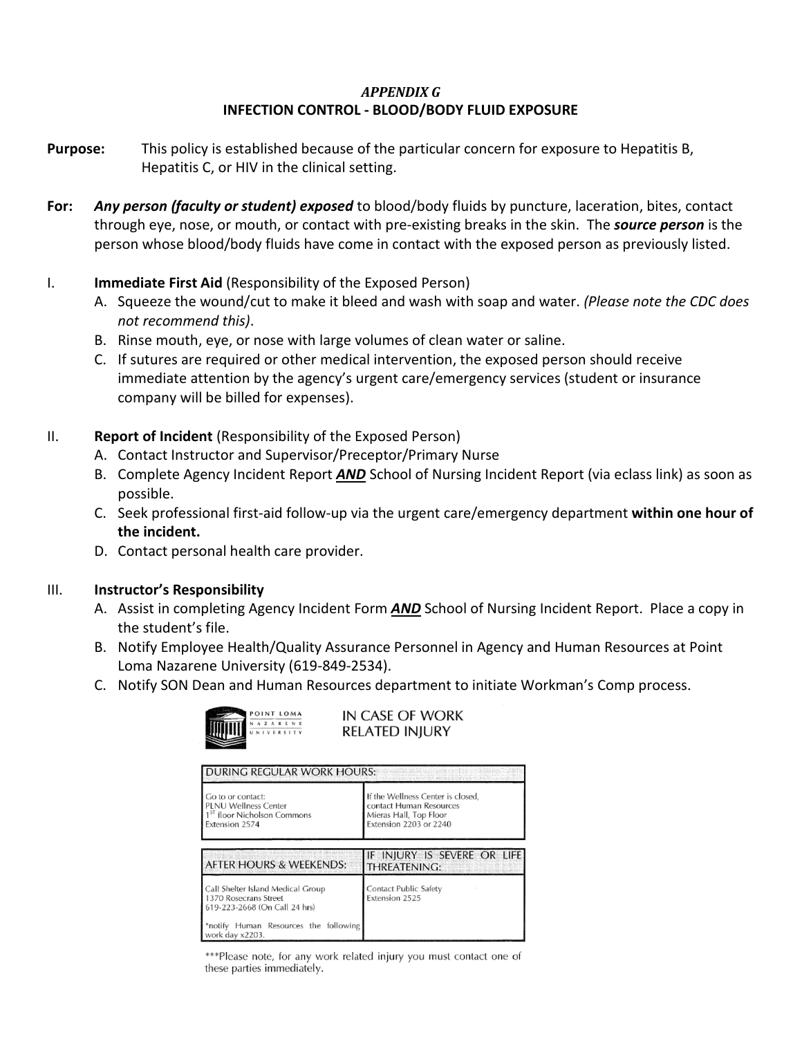*APPENDIX G*

**INFECTION CONTROL - BLOOD/BODY FLUID EXPOSURE**

**Purpose:** This policy is established because of the particular concern for exposure to Hepatitis B, Hepatitis C, or HIV in the clinical setting.

**For:** ***Any person (faculty or student) exposed*** to blood/body fluids by puncture, laceration, bites, contact through eye, nose, or mouth, or contact with pre-existing breaks in the skin. The ***source person*** is the person whose blood/body fluids have come in contact with the exposed person as previously listed.

I. **Immediate First Aid** (Responsibility of the Exposed Person)
   - A. Squeeze the wound/cut to make it bleed and wash with soap and water. *(Please note the CDC does not recommend this)*.
   - B. Rinse mouth, eye, or nose with large volumes of clean water or saline.
   - C. If sutures are required or other medical intervention, the exposed person should receive immediate attention by the agency's urgent care/emergency services (student or insurance company will be billed for expenses).

II. **Report of Incident** (Responsibility of the Exposed Person)
   - A. Contact Instructor and Supervisor/Preceptor/Primary Nurse
   - B. Complete Agency Incident Report ***AND*** School of Nursing Incident Report (via eclass link) as soon as possible.
   - C. Seek professional first-aid follow-up via the urgent care/emergency department **within one hour of the incident.**
   - D. Contact personal health care provider.

III. **Instructor's Responsibility**
   - A. Assist in completing Agency Incident Form ***AND*** School of Nursing Incident Report. Place a copy in the student's file.
   - B. Notify Employee Health/Quality Assurance Personnel in Agency and Human Resources at Point Loma Nazarene University (619-849-2534).
   - C. Notify SON Dean and Human Resources department to initiate Workman's Comp process.

POINT LOMA NAZARENE UNIVERSITY

IN CASE OF WORK RELATED INJURY

| DURING REGULAR WORK HOURS: | |
|---|---|
| Go to or contact: PLNU Wellness Center 1ST floor Nicholson Commons Extension 2574 | If the Wellness Center is closed, contact Human Resources Mieras Hall, Top Floor Extension 2203 or 2240 |

| AFTER HOURS & WEEKENDS: | IF INJURY IS SEVERE OR LIFE THREATENING: |
|---|---|
| Call Shelter Island Medical Group 1370 Rosecrans Street 619-223-2668 (On Call 24 hrs) *notify Human Resources the following work day x2203. | Contact Public Safety Extension 2525 |

***Please note, for any work related injury you must contact one of these parties immediately.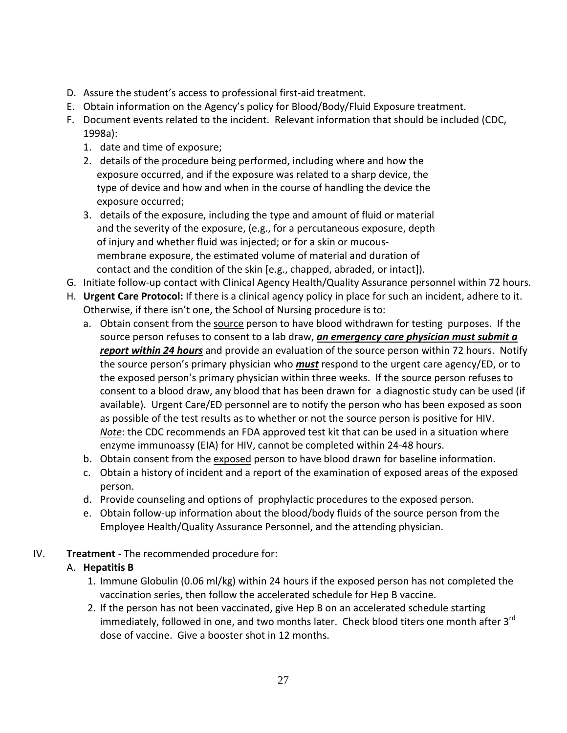D. Assure the student's access to professional first-aid treatment.
E. Obtain information on the Agency's policy for Blood/Body/Fluid Exposure treatment.
F. Document events related to the incident. Relevant information that should be included (CDC, 1998a):
   1. date and time of exposure;
   2. details of the procedure being performed, including where and how the exposure occurred, and if the exposure was related to a sharp device, the type of device and how and when in the course of handling the device the exposure occurred;
   3. details of the exposure, including the type and amount of fluid or material and the severity of the exposure, (e.g., for a percutaneous exposure, depth of injury and whether fluid was injected; or for a skin or mucous-membrane exposure, the estimated volume of material and duration of contact and the condition of the skin [e.g., chapped, abraded, or intact]).
G. Initiate follow-up contact with Clinical Agency Health/Quality Assurance personnel within 72 hours.
H. **Urgent Care Protocol:** If there is a clinical agency policy in place for such an incident, adhere to it. Otherwise, if there isn't one, the School of Nursing procedure is to:
   a. Obtain consent from the <u>source</u> person to have blood withdrawn for testing purposes. If the source person refuses to consent to a lab draw, ***<u>an emergency care physician must submit a report within 24 hours</u>*** and provide an evaluation of the source person within 72 hours. Notify the source person's primary physician who ***<u>must</u>*** respond to the urgent care agency/ED, or to the exposed person's primary physician within three weeks. If the source person refuses to consent to a blood draw, any blood that has been drawn for a diagnostic study can be used (if available). Urgent Care/ED personnel are to notify the person who has been exposed as soon as possible of the test results as to whether or not the source person is positive for HIV. *<u>Note</u>*: the CDC recommends an FDA approved test kit that can be used in a situation where enzyme immunoassy (EIA) for HIV, cannot be completed within 24-48 hours.
   b. Obtain consent from the <u>exposed</u> person to have blood drawn for baseline information.
   c. Obtain a history of incident and a report of the examination of exposed areas of the exposed person.
   d. Provide counseling and options of prophylactic procedures to the exposed person.
   e. Obtain follow-up information about the blood/body fluids of the source person from the Employee Health/Quality Assurance Personnel, and the attending physician.

IV. **Treatment** - The recommended procedure for:

A. **Hepatitis B**
   1. Immune Globulin (0.06 ml/kg) within 24 hours if the exposed person has not completed the vaccination series, then follow the accelerated schedule for Hep B vaccine.
   2. If the person has not been vaccinated, give Hep B on an accelerated schedule starting immediately, followed in one, and two months later. Check blood titers one month after 3rd dose of vaccine. Give a booster shot in 12 months.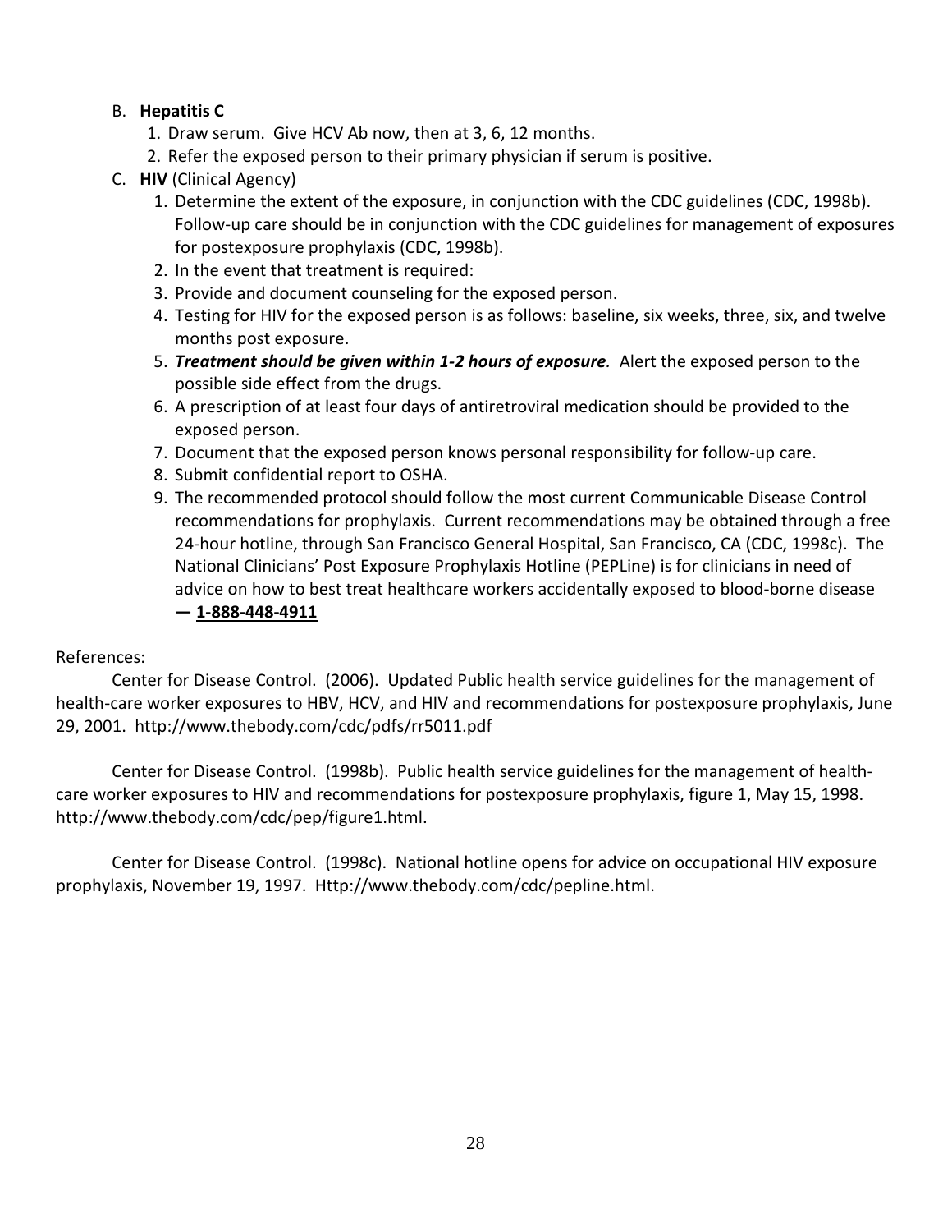B. **Hepatitis C**

   1. Draw serum. Give HCV Ab now, then at 3, 6, 12 months.
   2. Refer the exposed person to their primary physician if serum is positive.

C. **HIV** (Clinical Agency)

   1. Determine the extent of the exposure, in conjunction with the CDC guidelines (CDC, 1998b). Follow-up care should be in conjunction with the CDC guidelines for management of exposures for postexposure prophylaxis (CDC, 1998b).
   2. In the event that treatment is required:
   3. Provide and document counseling for the exposed person.
   4. Testing for HIV for the exposed person is as follows: baseline, six weeks, three, six, and twelve months post exposure.
   5. ***Treatment should be given within 1-2 hours of exposure**.* Alert the exposed person to the possible side effect from the drugs.
   6. A prescription of at least four days of antiretroviral medication should be provided to the exposed person.
   7. Document that the exposed person knows personal responsibility for follow-up care.
   8. Submit confidential report to OSHA.
   9. The recommended protocol should follow the most current Communicable Disease Control recommendations for prophylaxis. Current recommendations may be obtained through a free 24-hour hotline, through San Francisco General Hospital, San Francisco, CA (CDC, 1998c). The National Clinicians' Post Exposure Prophylaxis Hotline (PEPLine) is for clinicians in need of advice on how to best treat healthcare workers accidentally exposed to blood-borne disease **— 1-888-448-4911**

References:

Center for Disease Control. (2006). Updated Public health service guidelines for the management of health-care worker exposures to HBV, HCV, and HIV and recommendations for postexposure prophylaxis, June 29, 2001. http://www.thebody.com/cdc/pdfs/rr5011.pdf

Center for Disease Control. (1998b). Public health service guidelines for the management of health-care worker exposures to HIV and recommendations for postexposure prophylaxis, figure 1, May 15, 1998. http://www.thebody.com/cdc/pep/figure1.html.

Center for Disease Control. (1998c). National hotline opens for advice on occupational HIV exposure prophylaxis, November 19, 1997. Http://www.thebody.com/cdc/pepline.html.